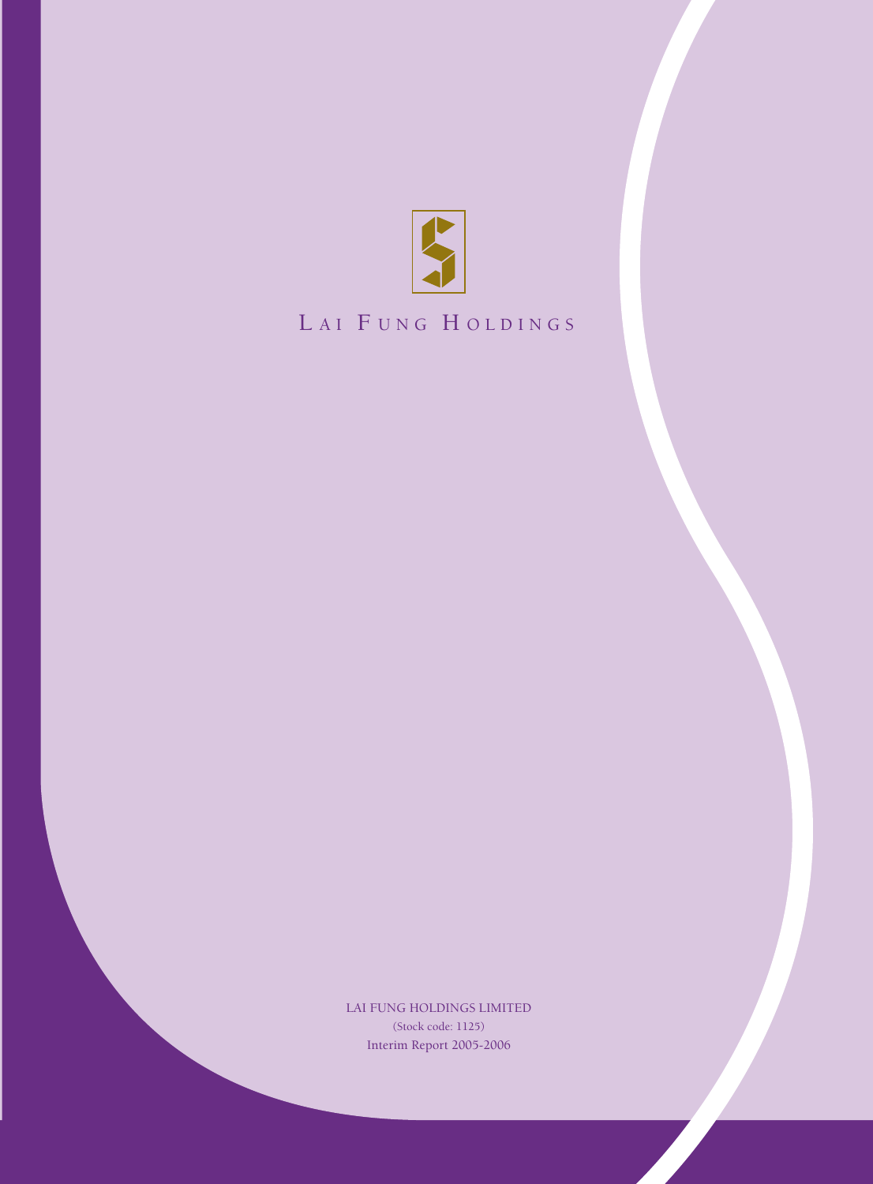# Lai Fung Holdings

LAI FUNG HOLDINGS LIMITED

(Stock code: 1125)

Interim Report 2005-2006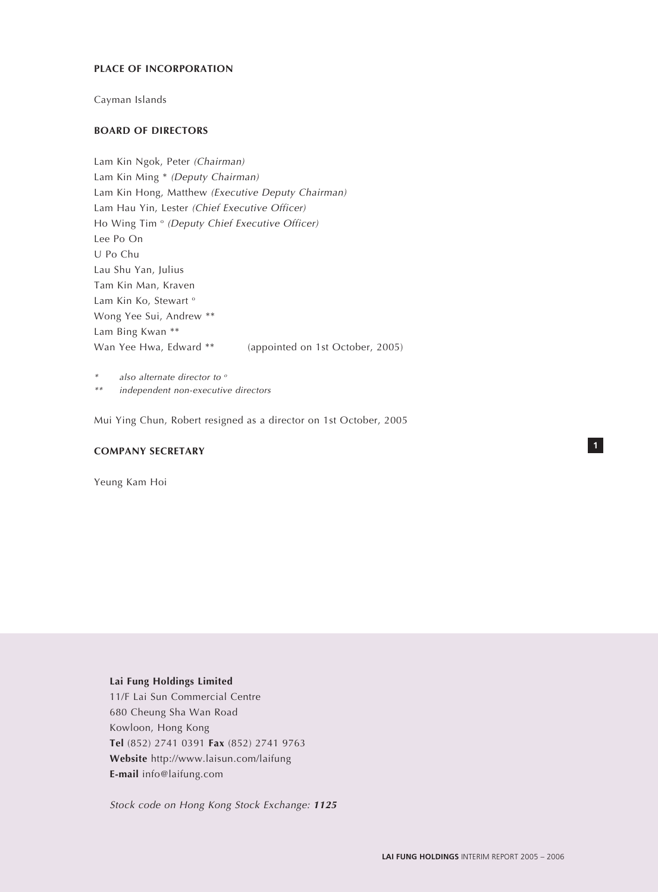## PLACE OF INCORPORATION

Cayman Islands

## BOARD OF DIRECTORS

Lam Kin Ngok, Peter *(Chairman)*
Lam Kin Ming * *(Deputy Chairman)*
Lam Kin Hong, Matthew *(Executive Deputy Chairman)*
Lam Hau Yin, Lester *(Chief Executive Officer)*
Ho Wing Tim º *(Deputy Chief Executive Officer)*
Lee Po On
U Po Chu
Lau Shu Yan, Julius
Tam Kin Man, Kraven
Lam Kin Ko, Stewart º
Wong Yee Sui, Andrew **
Lam Bing Kwan **
Wan Yee Hwa, Edward ** (appointed on 1st October, 2005)

\* *also alternate director to º*
\*\* *independent non-executive directors*

Mui Ying Chun, Robert resigned as a director on 1st October, 2005

## COMPANY SECRETARY

Yeung Kam Hoi

**Lai Fung Holdings Limited**
11/F Lai Sun Commercial Centre
680 Cheung Sha Wan Road
Kowloon, Hong Kong
**Tel** (852) 2741 0391 **Fax** (852) 2741 9763
**Website** http://www.laisun.com/laifung
**E-mail** info@laifung.com

*Stock code on Hong Kong Stock Exchange:* ***1125***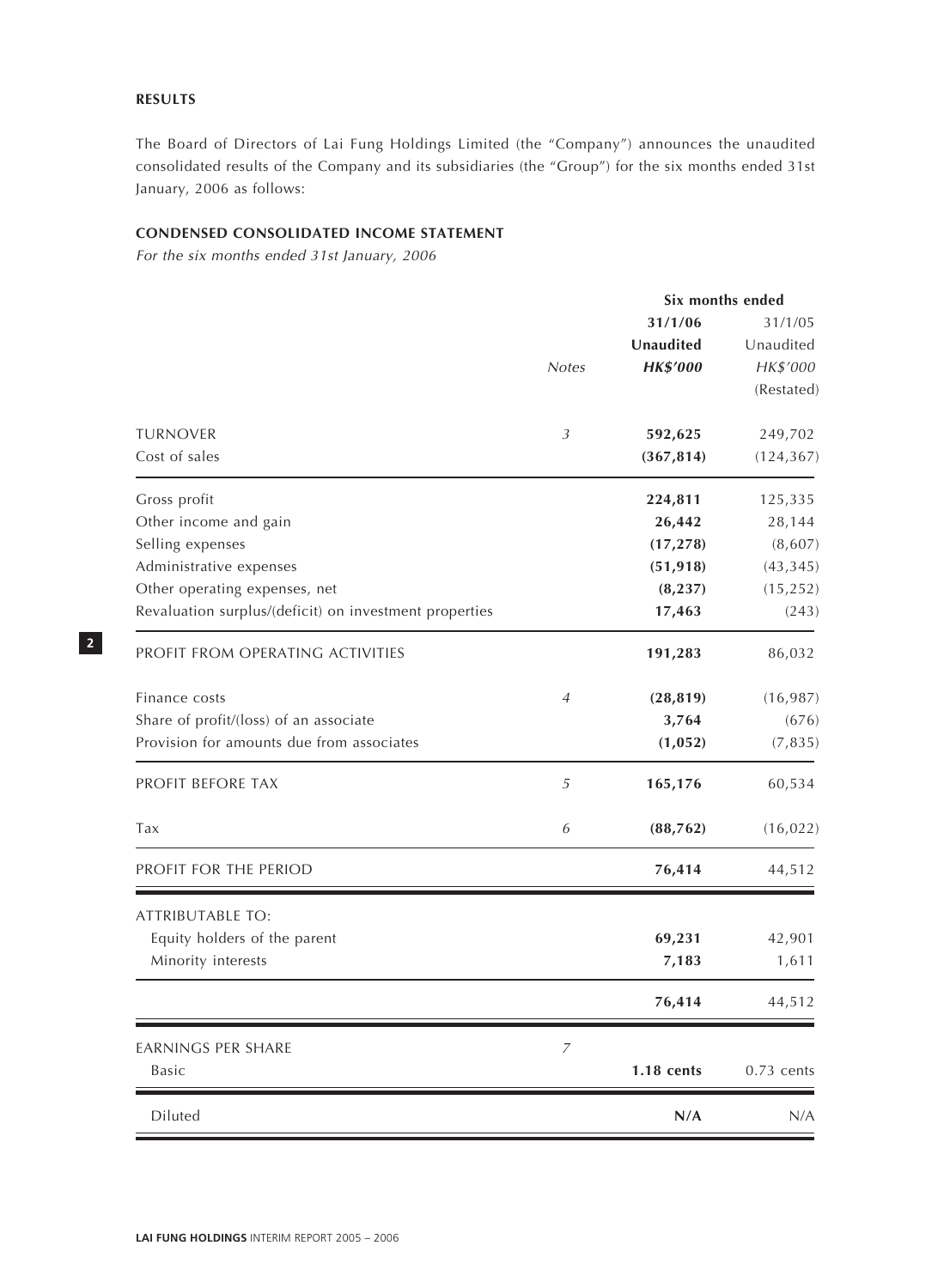**RESULTS**

The Board of Directors of Lai Fung Holdings Limited (the "Company") announces the unaudited consolidated results of the Company and its subsidiaries (the "Group") for the six months ended 31st January, 2006 as follows:

**CONDENSED CONSOLIDATED INCOME STATEMENT**

*For the six months ended 31st January, 2006*

| | | Six months ended | |
|---|---|---|---|
| | | **31/1/06** | 31/1/05 |
| | | **Unaudited** | Unaudited |
| | *Notes* | ***HK$'000*** | *HK$'000* |
| | | | (Restated) |
| TURNOVER | *3* | **592,625** | 249,702 |
| Cost of sales | | **(367,814)** | (124,367) |
| Gross profit | | **224,811** | 125,335 |
| Other income and gain | | **26,442** | 28,144 |
| Selling expenses | | **(17,278)** | (8,607) |
| Administrative expenses | | **(51,918)** | (43,345) |
| Other operating expenses, net | | **(8,237)** | (15,252) |
| Revaluation surplus/(deficit) on investment properties | | **17,463** | (243) |
| PROFIT FROM OPERATING ACTIVITIES | | **191,283** | 86,032 |
| Finance costs | *4* | **(28,819)** | (16,987) |
| Share of profit/(loss) of an associate | | **3,764** | (676) |
| Provision for amounts due from associates | | **(1,052)** | (7,835) |
| PROFIT BEFORE TAX | *5* | **165,176** | 60,534 |
| Tax | *6* | **(88,762)** | (16,022) |
| PROFIT FOR THE PERIOD | | **76,414** | 44,512 |
| ATTRIBUTABLE TO: | | | |
| Equity holders of the parent | | **69,231** | 42,901 |
| Minority interests | | **7,183** | 1,611 |
| | | **76,414** | 44,512 |
| EARNINGS PER SHARE | *7* | | |
| Basic | | **1.18 cents** | 0.73 cents |
| Diluted | | **N/A** | N/A |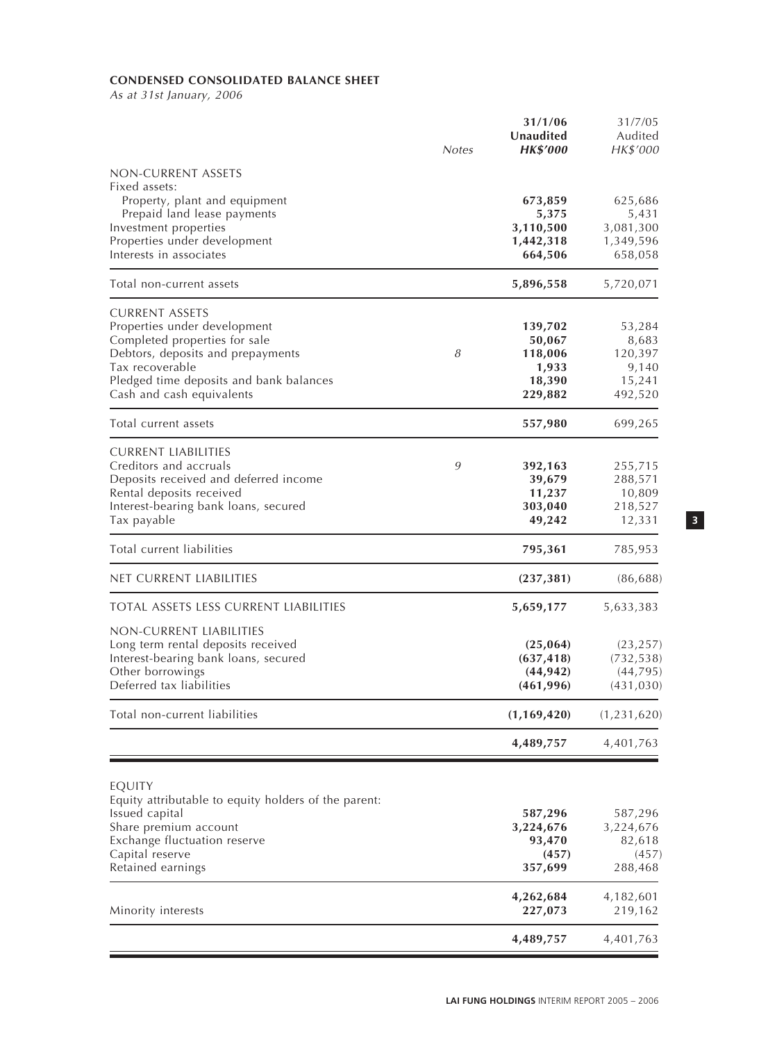**CONDENSED CONSOLIDATED BALANCE SHEET**

*As at 31st January, 2006*

| | Notes | 31/1/06 Unaudited HK$'000 | 31/7/05 Audited HK$'000 |
|---|---|---|---|
| NON-CURRENT ASSETS | | | |
| Fixed assets: | | | |
| Property, plant and equipment | | **673,859** | 625,686 |
| Prepaid land lease payments | | **5,375** | 5,431 |
| Investment properties | | **3,110,500** | 3,081,300 |
| Properties under development | | **1,442,318** | 1,349,596 |
| Interests in associates | | **664,506** | 658,058 |
| Total non-current assets | | **5,896,558** | 5,720,071 |
| CURRENT ASSETS | | | |
| Properties under development | | **139,702** | 53,284 |
| Completed properties for sale | | **50,067** | 8,683 |
| Debtors, deposits and prepayments | 8 | **118,006** | 120,397 |
| Tax recoverable | | **1,933** | 9,140 |
| Pledged time deposits and bank balances | | **18,390** | 15,241 |
| Cash and cash equivalents | | **229,882** | 492,520 |
| Total current assets | | **557,980** | 699,265 |
| CURRENT LIABILITIES | | | |
| Creditors and accruals | 9 | **392,163** | 255,715 |
| Deposits received and deferred income | | **39,679** | 288,571 |
| Rental deposits received | | **11,237** | 10,809 |
| Interest-bearing bank loans, secured | | **303,040** | 218,527 |
| Tax payable | | **49,242** | 12,331 |
| Total current liabilities | | **795,361** | 785,953 |
| NET CURRENT LIABILITIES | | **(237,381)** | (86,688) |
| TOTAL ASSETS LESS CURRENT LIABILITIES | | **5,659,177** | 5,633,383 |
| NON-CURRENT LIABILITIES | | | |
| Long term rental deposits received | | **(25,064)** | (23,257) |
| Interest-bearing bank loans, secured | | **(637,418)** | (732,538) |
| Other borrowings | | **(44,942)** | (44,795) |
| Deferred tax liabilities | | **(461,996)** | (431,030) |
| Total non-current liabilities | | **(1,169,420)** | (1,231,620) |
| | | **4,489,757** | 4,401,763 |
| EQUITY | | | |
| Equity attributable to equity holders of the parent: | | | |
| Issued capital | | **587,296** | 587,296 |
| Share premium account | | **3,224,676** | 3,224,676 |
| Exchange fluctuation reserve | | **93,470** | 82,618 |
| Capital reserve | | **(457)** | (457) |
| Retained earnings | | **357,699** | 288,468 |
| | | **4,262,684** | 4,182,601 |
| Minority interests | | **227,073** | 219,162 |
| | | **4,489,757** | 4,401,763 |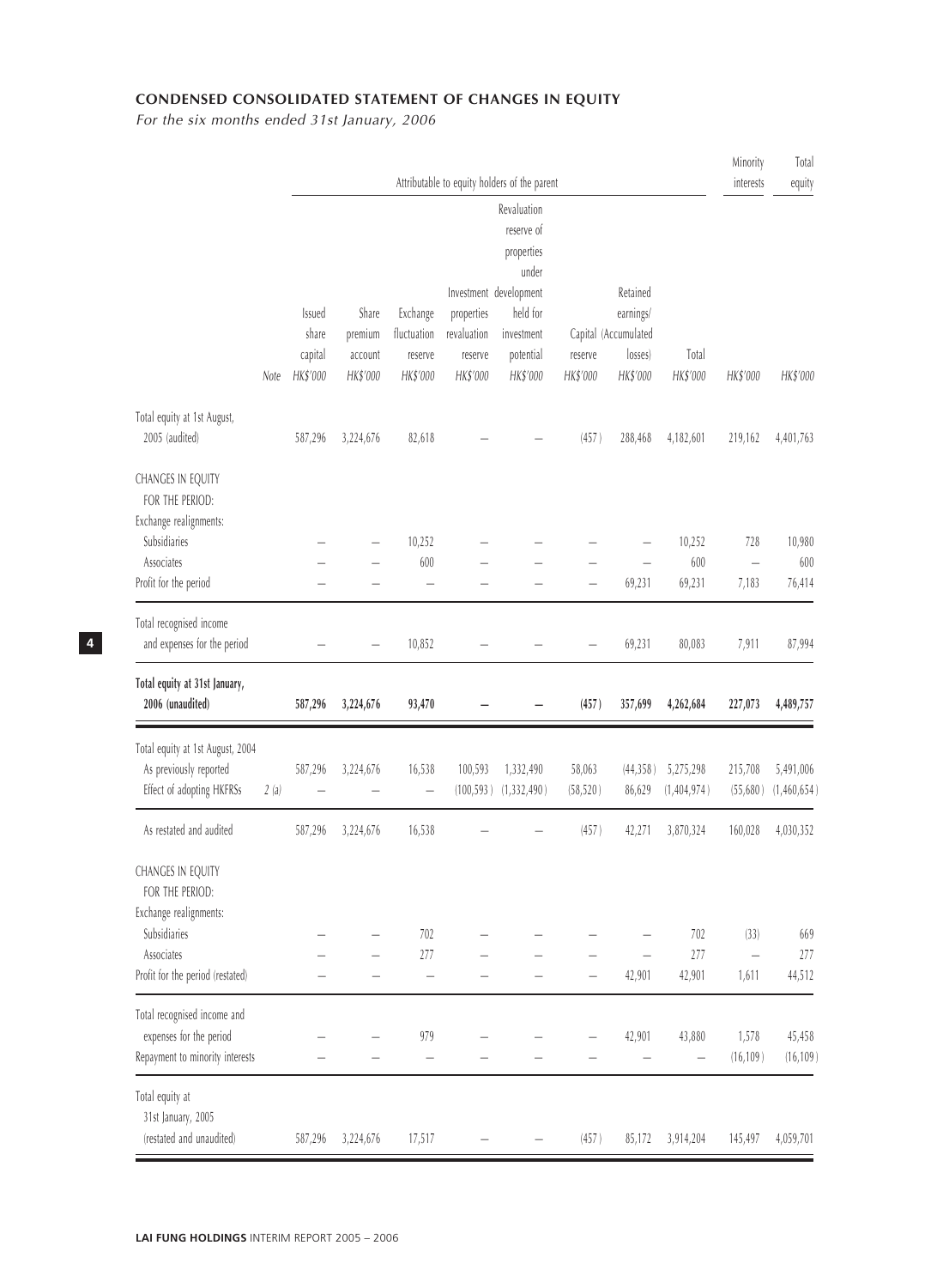## CONDENSED CONSOLIDATED STATEMENT OF CHANGES IN EQUITY

*For the six months ended 31st January, 2006*

| | | Attributable to equity holders of the parent | | | | | | | | Minority interests | Total equity |
|---|---|---|---|---|---|---|---|---|---|---|---|
| | Note | Issued share capital HK$'000 | Share premium account HK$'000 | Exchange fluctuation reserve HK$'000 | Investment properties revaluation reserve HK$'000 | Revaluation reserve of properties under development held for investment potential HK$'000 | Capital reserve HK$'000 | Retained earnings/ (Accumulated losses) HK$'000 | Total HK$'000 | HK$'000 | HK$'000 |
| Total equity at 1st August, 2005 (audited) | | 587,296 | 3,224,676 | 82,618 | – | – | (457) | 288,468 | 4,182,601 | 219,162 | 4,401,763 |
| CHANGES IN EQUITY FOR THE PERIOD: | | | | | | | | | | | |
| Exchange realignments: | | | | | | | | | | | |
| Subsidiaries | | – | – | 10,252 | – | – | – | – | 10,252 | 728 | 10,980 |
| Associates | | – | – | 600 | – | – | – | – | 600 | – | 600 |
| Profit for the period | | – | – | – | – | – | – | 69,231 | 69,231 | 7,183 | 76,414 |
| Total recognised income and expenses for the period | | – | – | 10,852 | – | – | – | 69,231 | 80,083 | 7,911 | 87,994 |
| **Total equity at 31st January, 2006 (unaudited)** | | **587,296** | **3,224,676** | **93,470** | **–** | **–** | **(457)** | **357,699** | **4,262,684** | **227,073** | **4,489,757** |
| Total equity at 1st August, 2004 | | | | | | | | | | | |
| As previously reported | | 587,296 | 3,224,676 | 16,538 | 100,593 | 1,332,490 | 58,063 | (44,358) | 5,275,298 | 215,708 | 5,491,006 |
| Effect of adopting HKFRSs | 2(a) | – | – | – | (100,593) | (1,332,490) | (58,520) | 86,629 | (1,404,974) | (55,680) | (1,460,654) |
| As restated and audited | | 587,296 | 3,224,676 | 16,538 | – | – | (457) | 42,271 | 3,870,324 | 160,028 | 4,030,352 |
| CHANGES IN EQUITY FOR THE PERIOD: | | | | | | | | | | | |
| Exchange realignments: | | | | | | | | | | | |
| Subsidiaries | | – | – | 702 | – | – | – | – | 702 | (33) | 669 |
| Associates | | – | – | 277 | – | – | – | – | 277 | – | 277 |
| Profit for the period (restated) | | – | – | – | – | – | – | 42,901 | 42,901 | 1,611 | 44,512 |
| Total recognised income and expenses for the period | | – | – | 979 | – | – | – | 42,901 | 43,880 | 1,578 | 45,458 |
| Repayment to minority interests | | – | – | – | – | – | – | – | – | (16,109) | (16,109) |
| Total equity at 31st January, 2005 (restated and unaudited) | | 587,296 | 3,224,676 | 17,517 | – | – | (457) | 85,172 | 3,914,204 | 145,497 | 4,059,701 |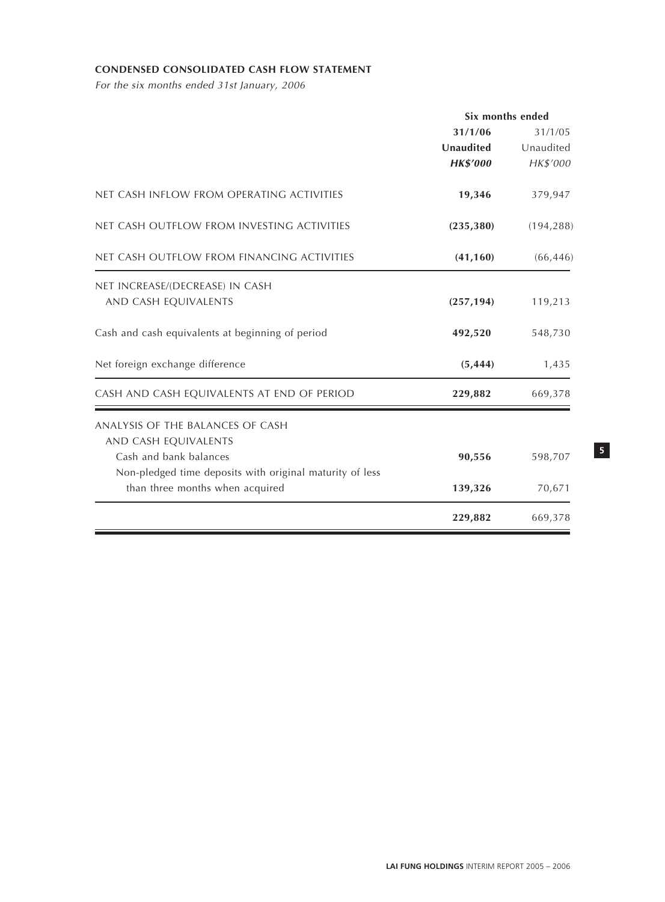**CONDENSED CONSOLIDATED CASH FLOW STATEMENT**

*For the six months ended 31st January, 2006*

| | Six months ended | |
|---|---|---|
| | **31/1/06** | 31/1/05 |
| | **Unaudited** | Unaudited |
| | ***HK$'000*** | *HK$'000* |
| NET CASH INFLOW FROM OPERATING ACTIVITIES | **19,346** | 379,947 |
| NET CASH OUTFLOW FROM INVESTING ACTIVITIES | **(235,380)** | (194,288) |
| NET CASH OUTFLOW FROM FINANCING ACTIVITIES | **(41,160)** | (66,446) |
| NET INCREASE/(DECREASE) IN CASH AND CASH EQUIVALENTS | **(257,194)** | 119,213 |
| Cash and cash equivalents at beginning of period | **492,520** | 548,730 |
| Net foreign exchange difference | **(5,444)** | 1,435 |
| CASH AND CASH EQUIVALENTS AT END OF PERIOD | **229,882** | 669,378 |
| ANALYSIS OF THE BALANCES OF CASH AND CASH EQUIVALENTS | | |
| Cash and bank balances | **90,556** | 598,707 |
| Non-pledged time deposits with original maturity of less than three months when acquired | **139,326** | 70,671 |
| | **229,882** | 669,378 |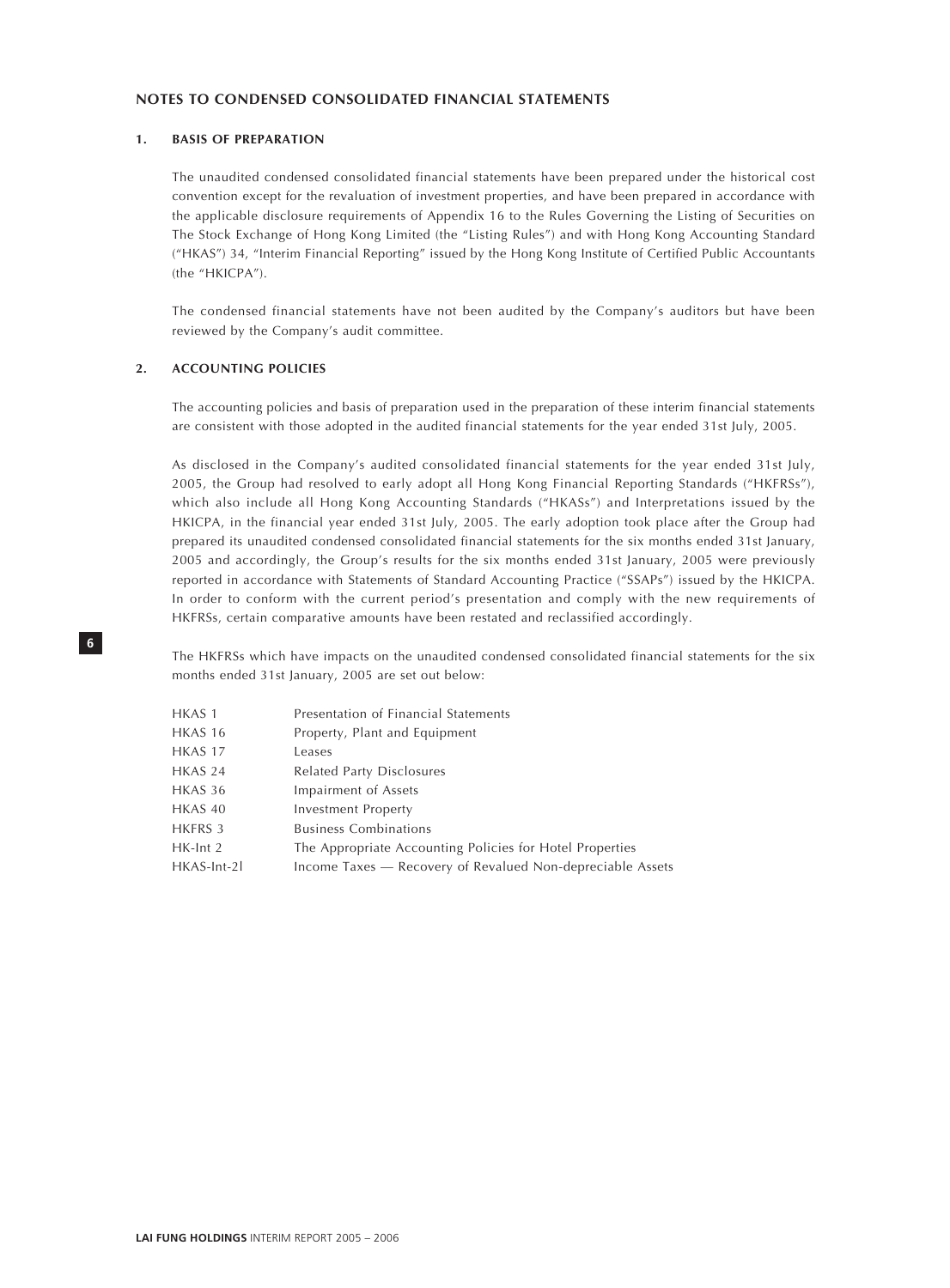## NOTES TO CONDENSED CONSOLIDATED FINANCIAL STATEMENTS

### 1. BASIS OF PREPARATION

The unaudited condensed consolidated financial statements have been prepared under the historical cost convention except for the revaluation of investment properties, and have been prepared in accordance with the applicable disclosure requirements of Appendix 16 to the Rules Governing the Listing of Securities on The Stock Exchange of Hong Kong Limited (the "Listing Rules") and with Hong Kong Accounting Standard ("HKAS") 34, "Interim Financial Reporting" issued by the Hong Kong Institute of Certified Public Accountants (the "HKICPA").

The condensed financial statements have not been audited by the Company's auditors but have been reviewed by the Company's audit committee.

### 2. ACCOUNTING POLICIES

The accounting policies and basis of preparation used in the preparation of these interim financial statements are consistent with those adopted in the audited financial statements for the year ended 31st July, 2005.

As disclosed in the Company's audited consolidated financial statements for the year ended 31st July, 2005, the Group had resolved to early adopt all Hong Kong Financial Reporting Standards ("HKFRSs"), which also include all Hong Kong Accounting Standards ("HKASs") and Interpretations issued by the HKICPA, in the financial year ended 31st July, 2005. The early adoption took place after the Group had prepared its unaudited condensed consolidated financial statements for the six months ended 31st January, 2005 and accordingly, the Group's results for the six months ended 31st January, 2005 were previously reported in accordance with Statements of Standard Accounting Practice ("SSAPs") issued by the HKICPA. In order to conform with the current period's presentation and comply with the new requirements of HKFRSs, certain comparative amounts have been restated and reclassified accordingly.

The HKFRSs which have impacts on the unaudited condensed consolidated financial statements for the six months ended 31st January, 2005 are set out below:

| | |
|---|---|
| HKAS 1 | Presentation of Financial Statements |
| HKAS 16 | Property, Plant and Equipment |
| HKAS 17 | Leases |
| HKAS 24 | Related Party Disclosures |
| HKAS 36 | Impairment of Assets |
| HKAS 40 | Investment Property |
| HKFRS 3 | Business Combinations |
| HK-Int 2 | The Appropriate Accounting Policies for Hotel Properties |
| HKAS-Int-2l | Income Taxes — Recovery of Revalued Non-depreciable Assets |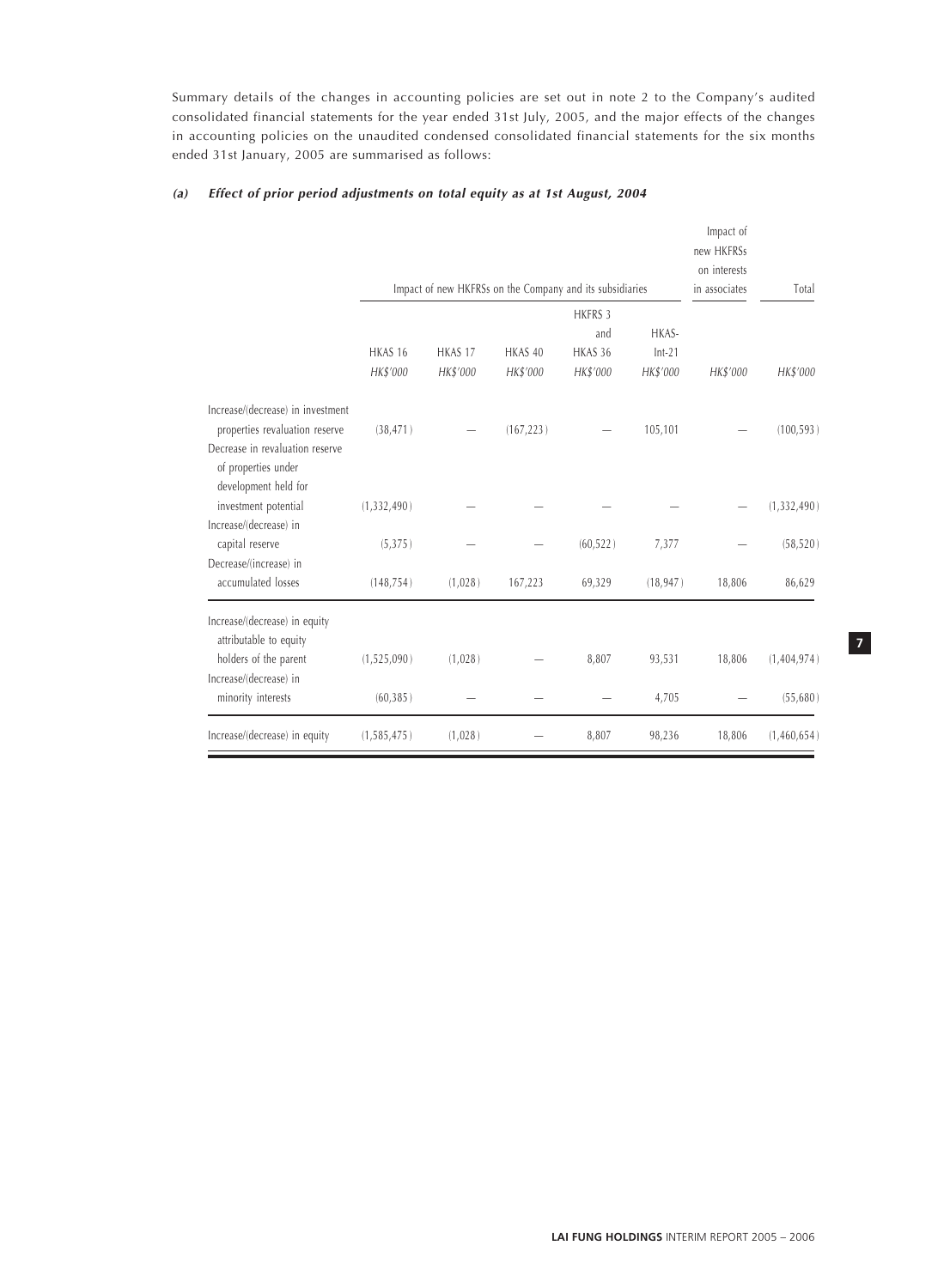Summary details of the changes in accounting policies are set out in note 2 to the Company's audited consolidated financial statements for the year ended 31st July, 2005, and the major effects of the changes in accounting policies on the unaudited condensed consolidated financial statements for the six months ended 31st January, 2005 are summarised as follows:

***(a) Effect of prior period adjustments on total equity as at 1st August, 2004***

| | Impact of new HKFRSs on the Company and its subsidiaries | | | | | Impact of new HKFRSs on interests in associates | Total |
|---|---|---|---|---|---|---|---|
| | HKAS 16 | HKAS 17 | HKAS 40 | HKFRS 3 and HKAS 36 | HKAS-Int-21 | | |
| | *HK$'000* | *HK$'000* | *HK$'000* | *HK$'000* | *HK$'000* | *HK$'000* | *HK$'000* |
| Increase/(decrease) in investment properties revaluation reserve | (38,471) | — | (167,223) | — | 105,101 | — | (100,593) |
| Decrease in revaluation reserve of properties under development held for investment potential | (1,332,490) | — | — | — | — | — | (1,332,490) |
| Increase/(decrease) in capital reserve | (5,375) | — | — | (60,522) | 7,377 | — | (58,520) |
| Decrease/(increase) in accumulated losses | (148,754) | (1,028) | 167,223 | 69,329 | (18,947) | 18,806 | 86,629 |
| Increase/(decrease) in equity attributable to equity holders of the parent | (1,525,090) | (1,028) | — | 8,807 | 93,531 | 18,806 | (1,404,974) |
| Increase/(decrease) in minority interests | (60,385) | — | — | — | 4,705 | — | (55,680) |
| Increase/(decrease) in equity | (1,585,475) | (1,028) | — | 8,807 | 98,236 | 18,806 | (1,460,654) |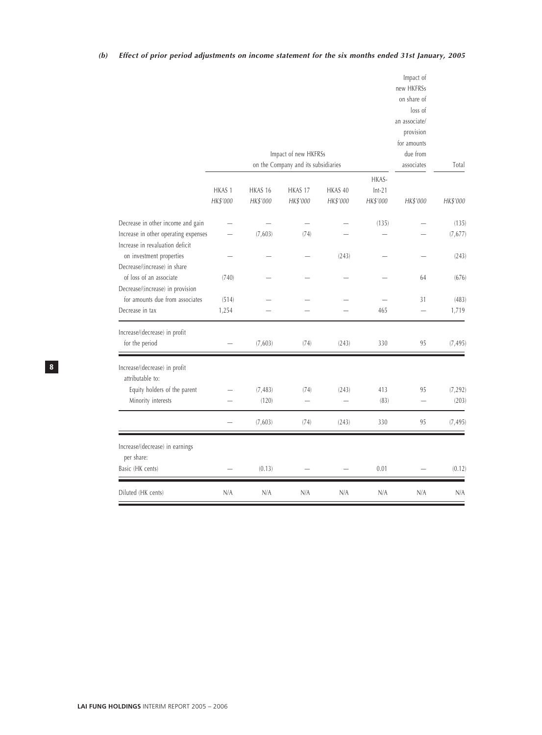### *(b) Effect of prior period adjustments on income statement for the six months ended 31st January, 2005*

| | Impact of new HKFRSs on the Company and its subsidiaries | | | | | Impact of new HKFRSs on share of loss of an associate/ provision for amounts due from associates | Total |
|---|---|---|---|---|---|---|---|
| | HKAS 1 | HKAS 16 | HKAS 17 | HKAS 40 | HKAS-Int-21 | | |
| | *HK$'000* | *HK$'000* | *HK$'000* | *HK$'000* | *HK$'000* | *HK$'000* | *HK$'000* |
| Decrease in other income and gain | — | — | — | — | (135) | — | (135) |
| Increase in other operating expenses | — | (7,603) | (74) | — | — | — | (7,677) |
| Increase in revaluation deficit on investment properties | — | — | — | (243) | — | — | (243) |
| Decrease/(increase) in share of loss of an associate | (740) | — | — | — | — | 64 | (676) |
| Decrease/(increase) in provision for amounts due from associates | (514) | — | — | — | — | 31 | (483) |
| Decrease in tax | 1,254 | — | — | — | 465 | — | 1,719 |
| Increase/(decrease) in profit for the period | — | (7,603) | (74) | (243) | 330 | 95 | (7,495) |
| Increase/(decrease) in profit attributable to: | | | | | | | |
| Equity holders of the parent | — | (7,483) | (74) | (243) | 413 | 95 | (7,292) |
| Minority interests | — | (120) | — | — | (83) | — | (203) |
| | — | (7,603) | (74) | (243) | 330 | 95 | (7,495) |
| Increase/(decrease) in earnings per share: | | | | | | | |
| Basic (HK cents) | — | (0.13) | — | — | 0.01 | — | (0.12) |
| Diluted (HK cents) | N/A | N/A | N/A | N/A | N/A | N/A | N/A |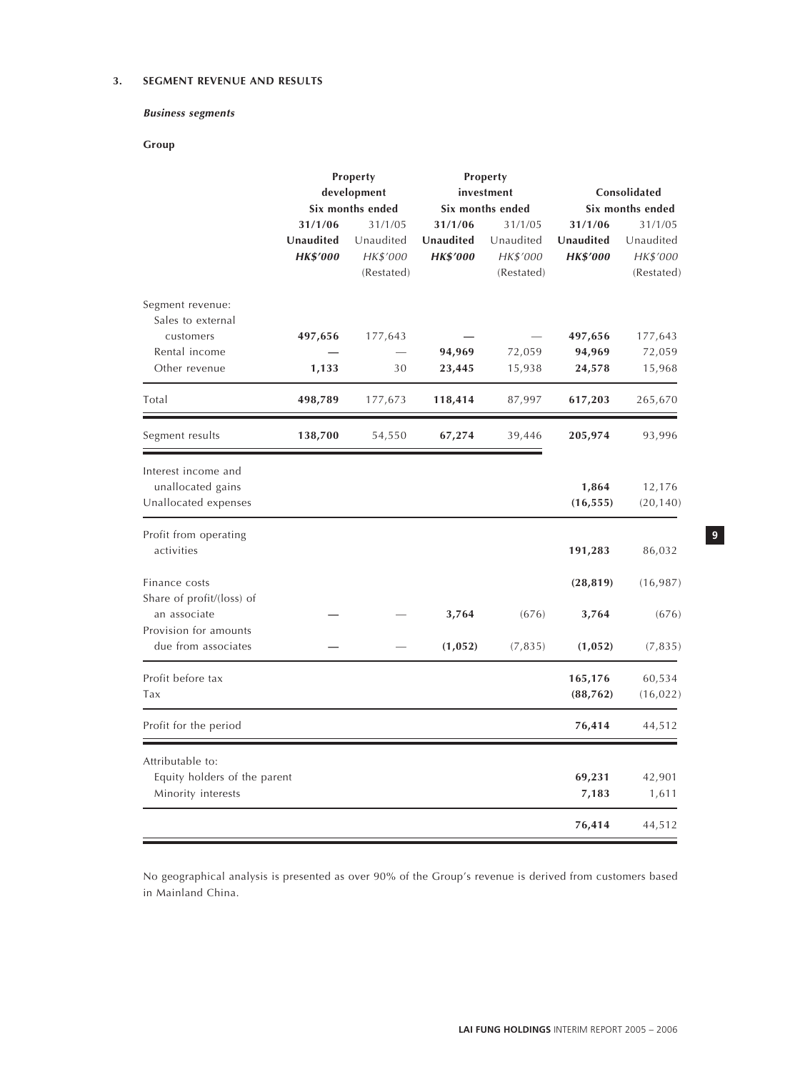## 3. SEGMENT REVENUE AND RESULTS

***Business segments***

**Group**

| | Property development | | Property investment | | Consolidated | |
|---|---|---|---|---|---|---|
| | Six months ended | | Six months ended | | Six months ended | |
| | **31/1/06** | 31/1/05 | **31/1/06** | 31/1/05 | **31/1/06** | 31/1/05 |
| | **Unaudited** | Unaudited | **Unaudited** | Unaudited | **Unaudited** | Unaudited |
| | ***HK$'000*** | *HK$'000* | ***HK$'000*** | *HK$'000* | ***HK$'000*** | *HK$'000* |
| | | (Restated) | | (Restated) | | (Restated) |
| Segment revenue: | | | | | | |
| Sales to external customers | **497,656** | 177,643 | **—** | — | **497,656** | 177,643 |
| Rental income | **—** | — | **94,969** | 72,059 | **94,969** | 72,059 |
| Other revenue | **1,133** | 30 | **23,445** | 15,938 | **24,578** | 15,968 |
| Total | **498,789** | 177,673 | **118,414** | 87,997 | **617,203** | 265,670 |
| Segment results | **138,700** | 54,550 | **67,274** | 39,446 | **205,974** | 93,996 |
| Interest income and unallocated gains | | | | | **1,864** | 12,176 |
| Unallocated expenses | | | | | **(16,555)** | (20,140) |
| Profit from operating activities | | | | | **191,283** | 86,032 |
| Finance costs | | | | | **(28,819)** | (16,987) |
| Share of profit/(loss) of an associate | **—** | — | **3,764** | (676) | **3,764** | (676) |
| Provision for amounts due from associates | **—** | — | **(1,052)** | (7,835) | **(1,052)** | (7,835) |
| Profit before tax | | | | | **165,176** | 60,534 |
| Tax | | | | | **(88,762)** | (16,022) |
| Profit for the period | | | | | **76,414** | 44,512 |
| Attributable to: | | | | | | |
| Equity holders of the parent | | | | | **69,231** | 42,901 |
| Minority interests | | | | | **7,183** | 1,611 |
| | | | | | **76,414** | 44,512 |

No geographical analysis is presented as over 90% of the Group's revenue is derived from customers based in Mainland China.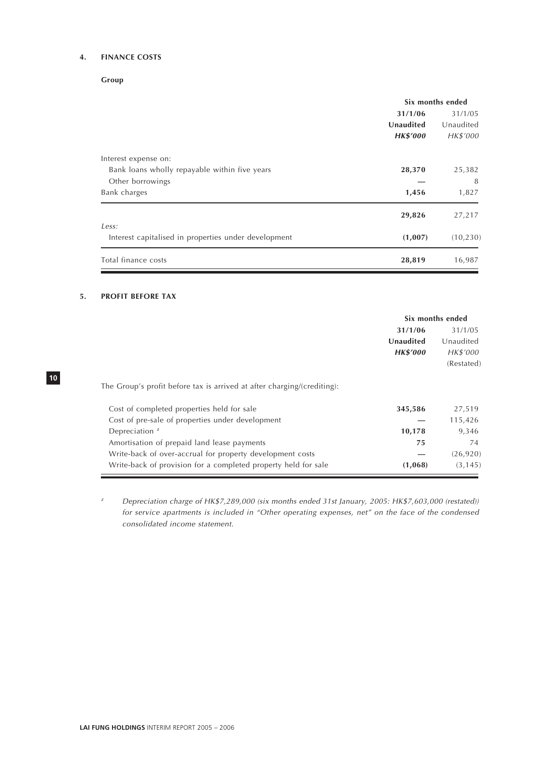## 4. FINANCE COSTS

**Group**

| | Six months ended | |
|---|---|---|
| | **31/1/06** | 31/1/05 |
| | **Unaudited** | Unaudited |
| | ***HK$'000*** | *HK$'000* |
| Interest expense on: | | |
| Bank loans wholly repayable within five years | **28,370** | 25,382 |
| Other borrowings | **—** | 8 |
| Bank charges | **1,456** | 1,827 |
| | **29,826** | 27,217 |
| *Less:* | | |
| Interest capitalised in properties under development | **(1,007)** | (10,230) |
| Total finance costs | **28,819** | 16,987 |

## 5. PROFIT BEFORE TAX

| | Six months ended | |
|---|---|---|
| | **31/1/06** | 31/1/05 |
| | **Unaudited** | Unaudited |
| | ***HK$'000*** | *HK$'000* |
| | | (Restated) |
| The Group's profit before tax is arrived at after charging/(crediting): | | |
| Cost of completed properties held for sale | **345,586** | 27,519 |
| Cost of pre-sale of properties under development | **—** | 115,426 |
| Depreciation # | **10,178** | 9,346 |
| Amortisation of prepaid land lease payments | **75** | 74 |
| Write-back of over-accrual for property development costs | **—** | (26,920) |
| Write-back of provision for a completed property held for sale | **(1,068)** | (3,145) |

\# *Depreciation charge of HK$7,289,000 (six months ended 31st January, 2005: HK$7,603,000 (restated)) for service apartments is included in "Other operating expenses, net" on the face of the condensed consolidated income statement.*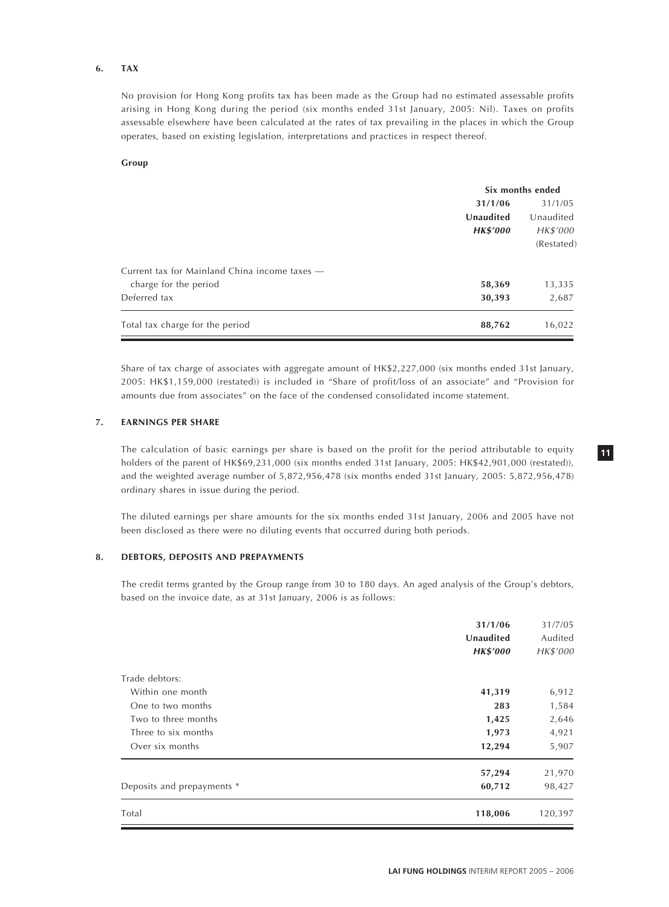## 6. TAX

No provision for Hong Kong profits tax has been made as the Group had no estimated assessable profits arising in Hong Kong during the period (six months ended 31st January, 2005: Nil). Taxes on profits assessable elsewhere have been calculated at the rates of tax prevailing in the places in which the Group operates, based on existing legislation, interpretations and practices in respect thereof.

**Group**

| | Six months ended | |
|---|---|---|
| | **31/1/06** | 31/1/05 |
| | **Unaudited** | Unaudited |
| | ***HK$'000*** | *HK$'000* |
| | | (Restated) |
| Current tax for Mainland China income taxes — | | |
| charge for the period | **58,369** | 13,335 |
| Deferred tax | **30,393** | 2,687 |
| Total tax charge for the period | **88,762** | 16,022 |

Share of tax charge of associates with aggregate amount of HK$2,227,000 (six months ended 31st January, 2005: HK$1,159,000 (restated)) is included in "Share of profit/loss of an associate" and "Provision for amounts due from associates" on the face of the condensed consolidated income statement.

## 7. EARNINGS PER SHARE

The calculation of basic earnings per share is based on the profit for the period attributable to equity holders of the parent of HK$69,231,000 (six months ended 31st January, 2005: HK$42,901,000 (restated)), and the weighted average number of 5,872,956,478 (six months ended 31st January, 2005: 5,872,956,478) ordinary shares in issue during the period.

The diluted earnings per share amounts for the six months ended 31st January, 2006 and 2005 have not been disclosed as there were no diluting events that occurred during both periods.

## 8. DEBTORS, DEPOSITS AND PREPAYMENTS

The credit terms granted by the Group range from 30 to 180 days. An aged analysis of the Group's debtors, based on the invoice date, as at 31st January, 2006 is as follows:

| | **31/1/06** | 31/7/05 |
|---|---|---|
| | **Unaudited** | Audited |
| | ***HK$'000*** | *HK$'000* |
| Trade debtors: | | |
| Within one month | **41,319** | 6,912 |
| One to two months | **283** | 1,584 |
| Two to three months | **1,425** | 2,646 |
| Three to six months | **1,973** | 4,921 |
| Over six months | **12,294** | 5,907 |
| | **57,294** | 21,970 |
| Deposits and prepayments * | **60,712** | 98,427 |
| Total | **118,006** | 120,397 |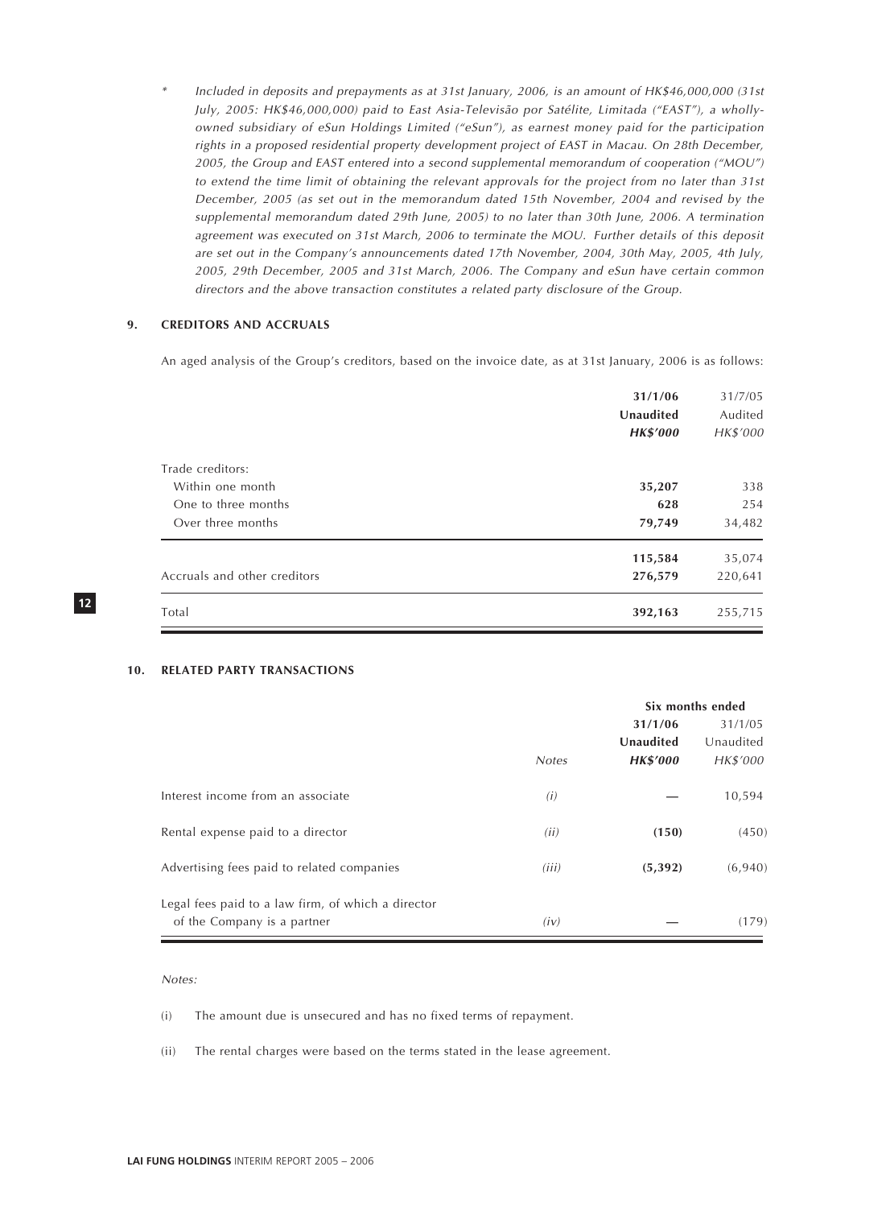\* *Included in deposits and prepayments as at 31st January, 2006, is an amount of HK$46,000,000 (31st July, 2005: HK$46,000,000) paid to East Asia-Televisão por Satélite, Limitada ("EAST"), a wholly-owned subsidiary of eSun Holdings Limited ("eSun"), as earnest money paid for the participation rights in a proposed residential property development project of EAST in Macau. On 28th December, 2005, the Group and EAST entered into a second supplemental memorandum of cooperation ("MOU") to extend the time limit of obtaining the relevant approvals for the project from no later than 31st December, 2005 (as set out in the memorandum dated 15th November, 2004 and revised by the supplemental memorandum dated 29th June, 2005) to no later than 30th June, 2006. A termination agreement was executed on 31st March, 2006 to terminate the MOU. Further details of this deposit are set out in the Company's announcements dated 17th November, 2004, 30th May, 2005, 4th July, 2005, 29th December, 2005 and 31st March, 2006. The Company and eSun have certain common directors and the above transaction constitutes a related party disclosure of the Group.*

## 9. CREDITORS AND ACCRUALS

An aged analysis of the Group's creditors, based on the invoice date, as at 31st January, 2006 is as follows:

| | **31/1/06** | 31/7/05 |
|---|---|---|
| | **Unaudited** | Audited |
| | ***HK$'000*** | *HK$'000* |
| Trade creditors: | | |
| Within one month | **35,207** | 338 |
| One to three months | **628** | 254 |
| Over three months | **79,749** | 34,482 |
| | **115,584** | 35,074 |
| Accruals and other creditors | **276,579** | 220,641 |
| Total | **392,163** | 255,715 |

## 10. RELATED PARTY TRANSACTIONS

| | | **Six months ended** | |
|---|---|---|---|
| | | **31/1/06** | 31/1/05 |
| | | **Unaudited** | Unaudited |
| | *Notes* | ***HK$'000*** | *HK$'000* |
| Interest income from an associate | *(i)* | **—** | 10,594 |
| Rental expense paid to a director | *(ii)* | **(150)** | (450) |
| Advertising fees paid to related companies | *(iii)* | **(5,392)** | (6,940) |
| Legal fees paid to a law firm, of which a director of the Company is a partner | *(iv)* | **—** | (179) |

*Notes:*

(i) The amount due is unsecured and has no fixed terms of repayment.

(ii) The rental charges were based on the terms stated in the lease agreement.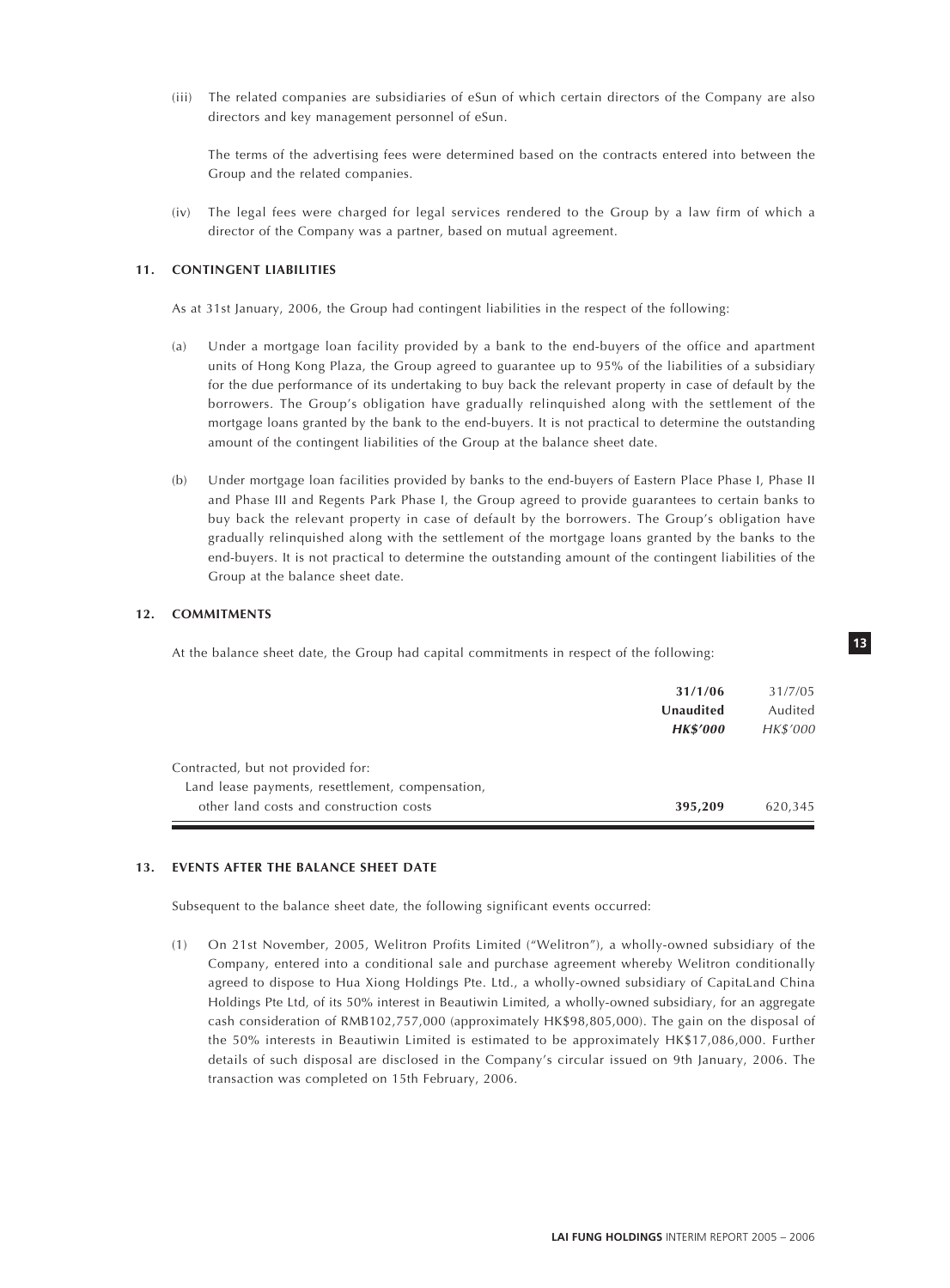(iii) The related companies are subsidiaries of eSun of which certain directors of the Company are also directors and key management personnel of eSun.

The terms of the advertising fees were determined based on the contracts entered into between the Group and the related companies.

(iv) The legal fees were charged for legal services rendered to the Group by a law firm of which a director of the Company was a partner, based on mutual agreement.

## 11. CONTINGENT LIABILITIES

As at 31st January, 2006, the Group had contingent liabilities in the respect of the following:

(a) Under a mortgage loan facility provided by a bank to the end-buyers of the office and apartment units of Hong Kong Plaza, the Group agreed to guarantee up to 95% of the liabilities of a subsidiary for the due performance of its undertaking to buy back the relevant property in case of default by the borrowers. The Group's obligation have gradually relinquished along with the settlement of the mortgage loans granted by the bank to the end-buyers. It is not practical to determine the outstanding amount of the contingent liabilities of the Group at the balance sheet date.

(b) Under mortgage loan facilities provided by banks to the end-buyers of Eastern Place Phase I, Phase II and Phase III and Regents Park Phase I, the Group agreed to provide guarantees to certain banks to buy back the relevant property in case of default by the borrowers. The Group's obligation have gradually relinquished along with the settlement of the mortgage loans granted by the banks to the end-buyers. It is not practical to determine the outstanding amount of the contingent liabilities of the Group at the balance sheet date.

## 12. COMMITMENTS

At the balance sheet date, the Group had capital commitments in respect of the following:

| | **31/1/06** | 31/7/05 |
|---|---|---|
| | **Unaudited** | Audited |
| | ***HK$'000*** | *HK$'000* |
| Contracted, but not provided for: | | |
| Land lease payments, resettlement, compensation, other land costs and construction costs | **395,209** | 620,345 |

## 13. EVENTS AFTER THE BALANCE SHEET DATE

Subsequent to the balance sheet date, the following significant events occurred:

(1) On 21st November, 2005, Welitron Profits Limited ("Welitron"), a wholly-owned subsidiary of the Company, entered into a conditional sale and purchase agreement whereby Welitron conditionally agreed to dispose to Hua Xiong Holdings Pte. Ltd., a wholly-owned subsidiary of CapitaLand China Holdings Pte Ltd, of its 50% interest in Beautiwin Limited, a wholly-owned subsidiary, for an aggregate cash consideration of RMB102,757,000 (approximately HK$98,805,000). The gain on the disposal of the 50% interests in Beautiwin Limited is estimated to be approximately HK$17,086,000. Further details of such disposal are disclosed in the Company's circular issued on 9th January, 2006. The transaction was completed on 15th February, 2006.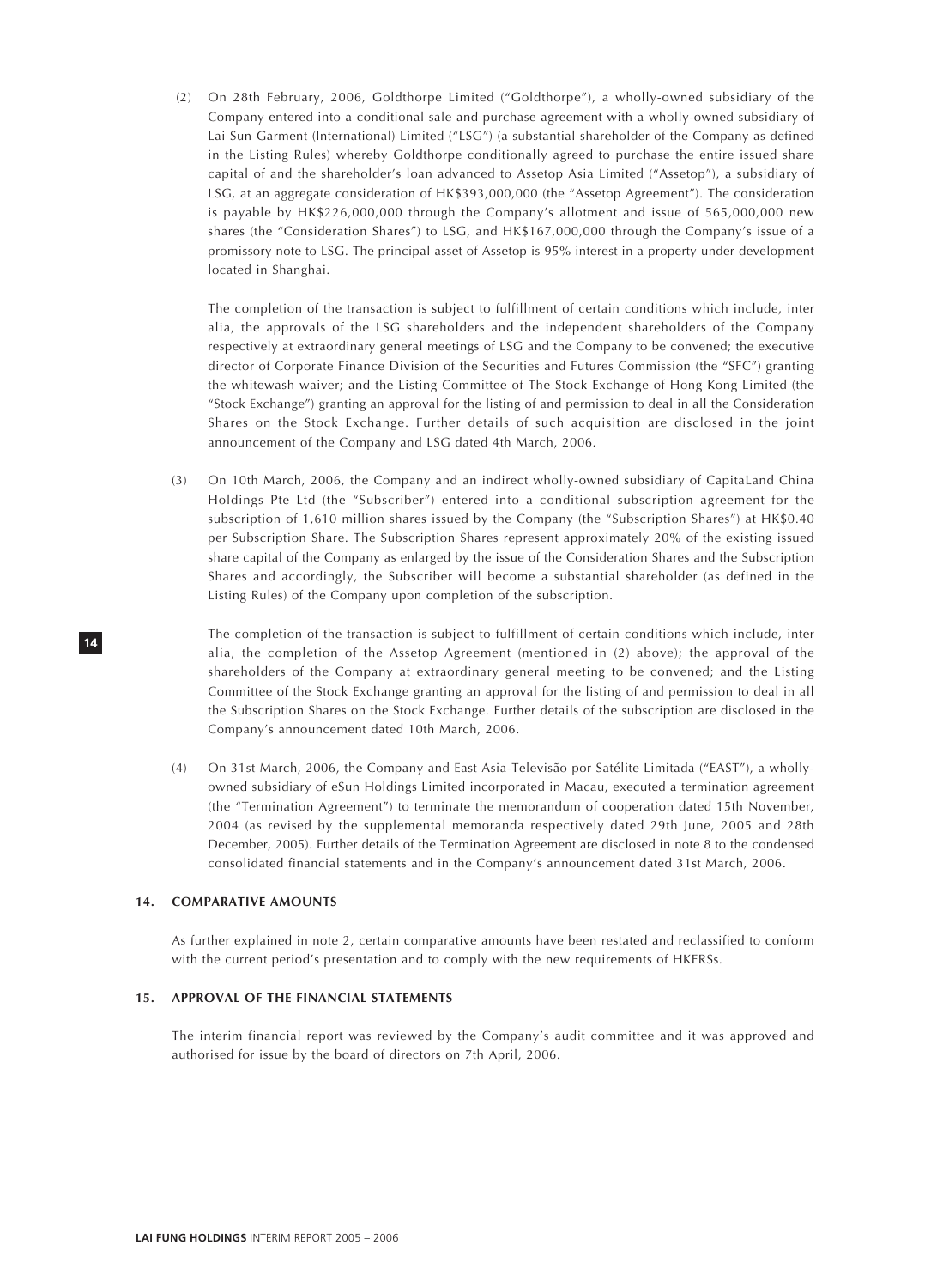(2) On 28th February, 2006, Goldthorpe Limited ("Goldthorpe"), a wholly-owned subsidiary of the Company entered into a conditional sale and purchase agreement with a wholly-owned subsidiary of Lai Sun Garment (International) Limited ("LSG") (a substantial shareholder of the Company as defined in the Listing Rules) whereby Goldthorpe conditionally agreed to purchase the entire issued share capital of and the shareholder's loan advanced to Assetop Asia Limited ("Assetop"), a subsidiary of LSG, at an aggregate consideration of HK$393,000,000 (the "Assetop Agreement"). The consideration is payable by HK$226,000,000 through the Company's allotment and issue of 565,000,000 new shares (the "Consideration Shares") to LSG, and HK$167,000,000 through the Company's issue of a promissory note to LSG. The principal asset of Assetop is 95% interest in a property under development located in Shanghai.

The completion of the transaction is subject to fulfillment of certain conditions which include, inter alia, the approvals of the LSG shareholders and the independent shareholders of the Company respectively at extraordinary general meetings of LSG and the Company to be convened; the executive director of Corporate Finance Division of the Securities and Futures Commission (the "SFC") granting the whitewash waiver; and the Listing Committee of The Stock Exchange of Hong Kong Limited (the "Stock Exchange") granting an approval for the listing of and permission to deal in all the Consideration Shares on the Stock Exchange. Further details of such acquisition are disclosed in the joint announcement of the Company and LSG dated 4th March, 2006.

(3) On 10th March, 2006, the Company and an indirect wholly-owned subsidiary of CapitaLand China Holdings Pte Ltd (the "Subscriber") entered into a conditional subscription agreement for the subscription of 1,610 million shares issued by the Company (the "Subscription Shares") at HK$0.40 per Subscription Share. The Subscription Shares represent approximately 20% of the existing issued share capital of the Company as enlarged by the issue of the Consideration Shares and the Subscription Shares and accordingly, the Subscriber will become a substantial shareholder (as defined in the Listing Rules) of the Company upon completion of the subscription.

The completion of the transaction is subject to fulfillment of certain conditions which include, inter alia, the completion of the Assetop Agreement (mentioned in (2) above); the approval of the shareholders of the Company at extraordinary general meeting to be convened; and the Listing Committee of the Stock Exchange granting an approval for the listing of and permission to deal in all the Subscription Shares on the Stock Exchange. Further details of the subscription are disclosed in the Company's announcement dated 10th March, 2006.

(4) On 31st March, 2006, the Company and East Asia-Televisão por Satélite Limitada ("EAST"), a wholly-owned subsidiary of eSun Holdings Limited incorporated in Macau, executed a termination agreement (the "Termination Agreement") to terminate the memorandum of cooperation dated 15th November, 2004 (as revised by the supplemental memoranda respectively dated 29th June, 2005 and 28th December, 2005). Further details of the Termination Agreement are disclosed in note 8 to the condensed consolidated financial statements and in the Company's announcement dated 31st March, 2006.

## 14. COMPARATIVE AMOUNTS

As further explained in note 2, certain comparative amounts have been restated and reclassified to conform with the current period's presentation and to comply with the new requirements of HKFRSs.

## 15. APPROVAL OF THE FINANCIAL STATEMENTS

The interim financial report was reviewed by the Company's audit committee and it was approved and authorised for issue by the board of directors on 7th April, 2006.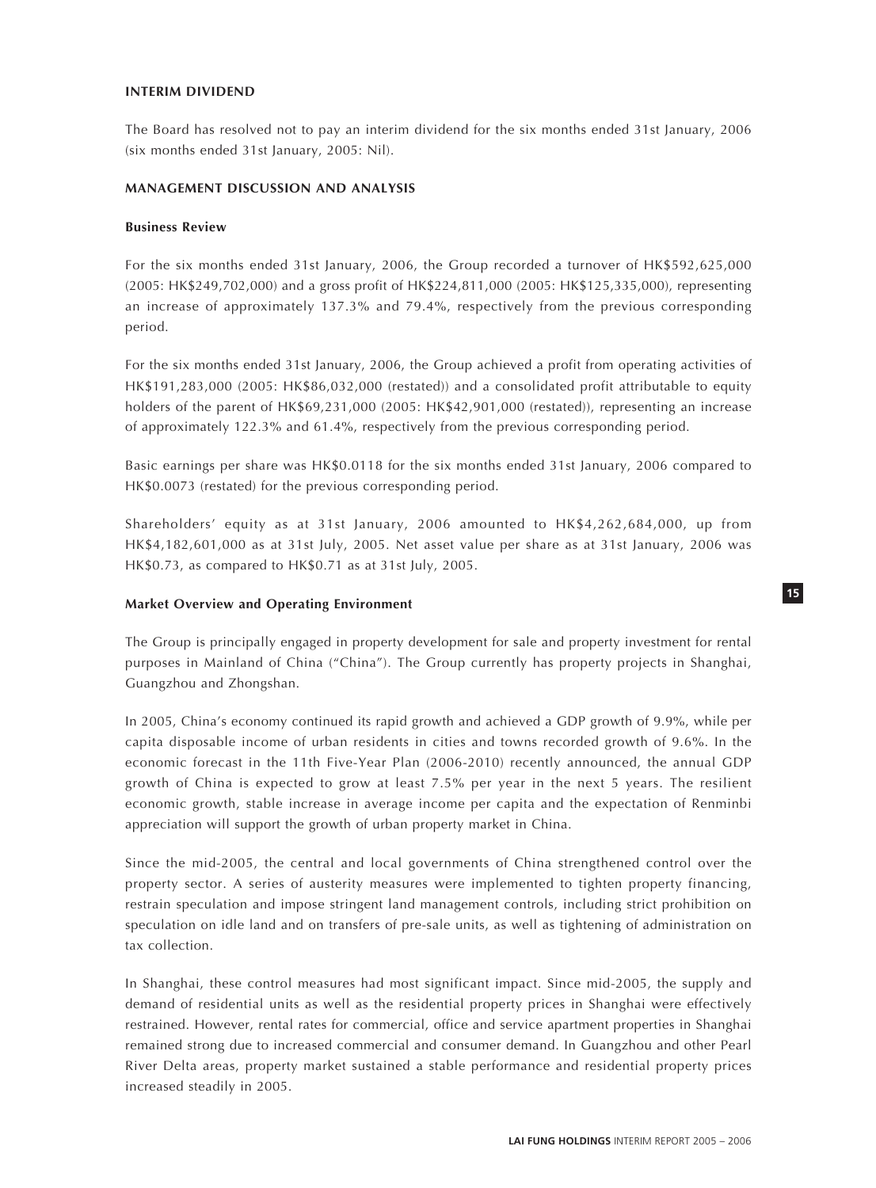## INTERIM DIVIDEND

The Board has resolved not to pay an interim dividend for the six months ended 31st January, 2006 (six months ended 31st January, 2005: Nil).

## MANAGEMENT DISCUSSION AND ANALYSIS

### Business Review

For the six months ended 31st January, 2006, the Group recorded a turnover of HK$592,625,000 (2005: HK$249,702,000) and a gross profit of HK$224,811,000 (2005: HK$125,335,000), representing an increase of approximately 137.3% and 79.4%, respectively from the previous corresponding period.

For the six months ended 31st January, 2006, the Group achieved a profit from operating activities of HK$191,283,000 (2005: HK$86,032,000 (restated)) and a consolidated profit attributable to equity holders of the parent of HK$69,231,000 (2005: HK$42,901,000 (restated)), representing an increase of approximately 122.3% and 61.4%, respectively from the previous corresponding period.

Basic earnings per share was HK$0.0118 for the six months ended 31st January, 2006 compared to HK$0.0073 (restated) for the previous corresponding period.

Shareholders' equity as at 31st January, 2006 amounted to HK$4,262,684,000, up from HK$4,182,601,000 as at 31st July, 2005. Net asset value per share as at 31st January, 2006 was HK$0.73, as compared to HK$0.71 as at 31st July, 2005.

### Market Overview and Operating Environment

The Group is principally engaged in property development for sale and property investment for rental purposes in Mainland of China ("China"). The Group currently has property projects in Shanghai, Guangzhou and Zhongshan.

In 2005, China's economy continued its rapid growth and achieved a GDP growth of 9.9%, while per capita disposable income of urban residents in cities and towns recorded growth of 9.6%. In the economic forecast in the 11th Five-Year Plan (2006-2010) recently announced, the annual GDP growth of China is expected to grow at least 7.5% per year in the next 5 years. The resilient economic growth, stable increase in average income per capita and the expectation of Renminbi appreciation will support the growth of urban property market in China.

Since the mid-2005, the central and local governments of China strengthened control over the property sector. A series of austerity measures were implemented to tighten property financing, restrain speculation and impose stringent land management controls, including strict prohibition on speculation on idle land and on transfers of pre-sale units, as well as tightening of administration on tax collection.

In Shanghai, these control measures had most significant impact. Since mid-2005, the supply and demand of residential units as well as the residential property prices in Shanghai were effectively restrained. However, rental rates for commercial, office and service apartment properties in Shanghai remained strong due to increased commercial and consumer demand. In Guangzhou and other Pearl River Delta areas, property market sustained a stable performance and residential property prices increased steadily in 2005.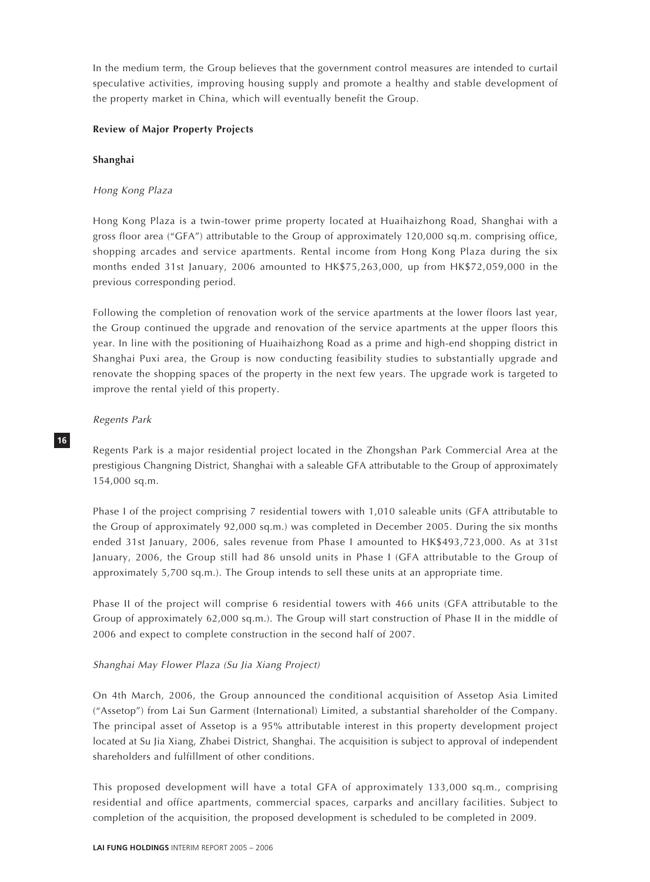In the medium term, the Group believes that the government control measures are intended to curtail speculative activities, improving housing supply and promote a healthy and stable development of the property market in China, which will eventually benefit the Group.

**Review of Major Property Projects**

**Shanghai**

*Hong Kong Plaza*

Hong Kong Plaza is a twin-tower prime property located at Huaihaizhong Road, Shanghai with a gross floor area ("GFA") attributable to the Group of approximately 120,000 sq.m. comprising office, shopping arcades and service apartments. Rental income from Hong Kong Plaza during the six months ended 31st January, 2006 amounted to HK$75,263,000, up from HK$72,059,000 in the previous corresponding period.

Following the completion of renovation work of the service apartments at the lower floors last year, the Group continued the upgrade and renovation of the service apartments at the upper floors this year. In line with the positioning of Huaihaizhong Road as a prime and high-end shopping district in Shanghai Puxi area, the Group is now conducting feasibility studies to substantially upgrade and renovate the shopping spaces of the property in the next few years. The upgrade work is targeted to improve the rental yield of this property.

*Regents Park*

Regents Park is a major residential project located in the Zhongshan Park Commercial Area at the prestigious Changning District, Shanghai with a saleable GFA attributable to the Group of approximately 154,000 sq.m.

Phase I of the project comprising 7 residential towers with 1,010 saleable units (GFA attributable to the Group of approximately 92,000 sq.m.) was completed in December 2005. During the six months ended 31st January, 2006, sales revenue from Phase I amounted to HK$493,723,000. As at 31st January, 2006, the Group still had 86 unsold units in Phase I (GFA attributable to the Group of approximately 5,700 sq.m.). The Group intends to sell these units at an appropriate time.

Phase II of the project will comprise 6 residential towers with 466 units (GFA attributable to the Group of approximately 62,000 sq.m.). The Group will start construction of Phase II in the middle of 2006 and expect to complete construction in the second half of 2007.

*Shanghai May Flower Plaza (Su Jia Xiang Project)*

On 4th March, 2006, the Group announced the conditional acquisition of Assetop Asia Limited ("Assetop") from Lai Sun Garment (International) Limited, a substantial shareholder of the Company. The principal asset of Assetop is a 95% attributable interest in this property development project located at Su Jia Xiang, Zhabei District, Shanghai. The acquisition is subject to approval of independent shareholders and fulfillment of other conditions.

This proposed development will have a total GFA of approximately 133,000 sq.m., comprising residential and office apartments, commercial spaces, carparks and ancillary facilities. Subject to completion of the acquisition, the proposed development is scheduled to be completed in 2009.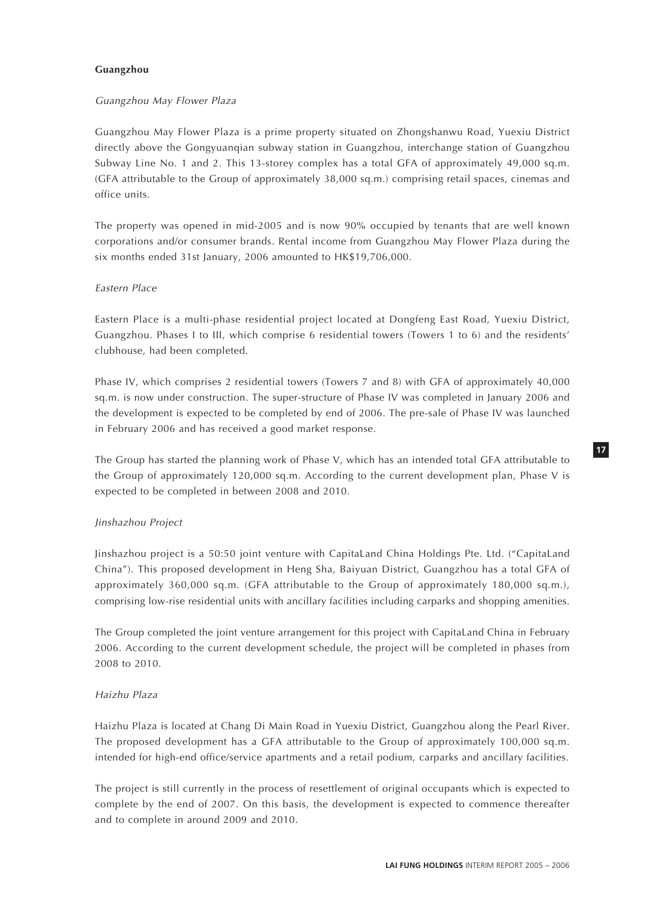### Guangzhou

*Guangzhou May Flower Plaza*

Guangzhou May Flower Plaza is a prime property situated on Zhongshanwu Road, Yuexiu District directly above the Gongyuanqian subway station in Guangzhou, interchange station of Guangzhou Subway Line No. 1 and 2. This 13-storey complex has a total GFA of approximately 49,000 sq.m. (GFA attributable to the Group of approximately 38,000 sq.m.) comprising retail spaces, cinemas and office units.

The property was opened in mid-2005 and is now 90% occupied by tenants that are well known corporations and/or consumer brands. Rental income from Guangzhou May Flower Plaza during the six months ended 31st January, 2006 amounted to HK$19,706,000.

*Eastern Place*

Eastern Place is a multi-phase residential project located at Dongfeng East Road, Yuexiu District, Guangzhou. Phases I to III, which comprise 6 residential towers (Towers 1 to 6) and the residents' clubhouse, had been completed.

Phase IV, which comprises 2 residential towers (Towers 7 and 8) with GFA of approximately 40,000 sq.m. is now under construction. The super-structure of Phase IV was completed in January 2006 and the development is expected to be completed by end of 2006. The pre-sale of Phase IV was launched in February 2006 and has received a good market response.

The Group has started the planning work of Phase V, which has an intended total GFA attributable to the Group of approximately 120,000 sq.m. According to the current development plan, Phase V is expected to be completed in between 2008 and 2010.

*Jinshazhou Project*

Jinshazhou project is a 50:50 joint venture with CapitaLand China Holdings Pte. Ltd. ("CapitaLand China"). This proposed development in Heng Sha, Baiyuan District, Guangzhou has a total GFA of approximately 360,000 sq.m. (GFA attributable to the Group of approximately 180,000 sq.m.), comprising low-rise residential units with ancillary facilities including carparks and shopping amenities.

The Group completed the joint venture arrangement for this project with CapitaLand China in February 2006. According to the current development schedule, the project will be completed in phases from 2008 to 2010.

*Haizhu Plaza*

Haizhu Plaza is located at Chang Di Main Road in Yuexiu District, Guangzhou along the Pearl River. The proposed development has a GFA attributable to the Group of approximately 100,000 sq.m. intended for high-end office/service apartments and a retail podium, carparks and ancillary facilities.

The project is still currently in the process of resettlement of original occupants which is expected to complete by the end of 2007. On this basis, the development is expected to commence thereafter and to complete in around 2009 and 2010.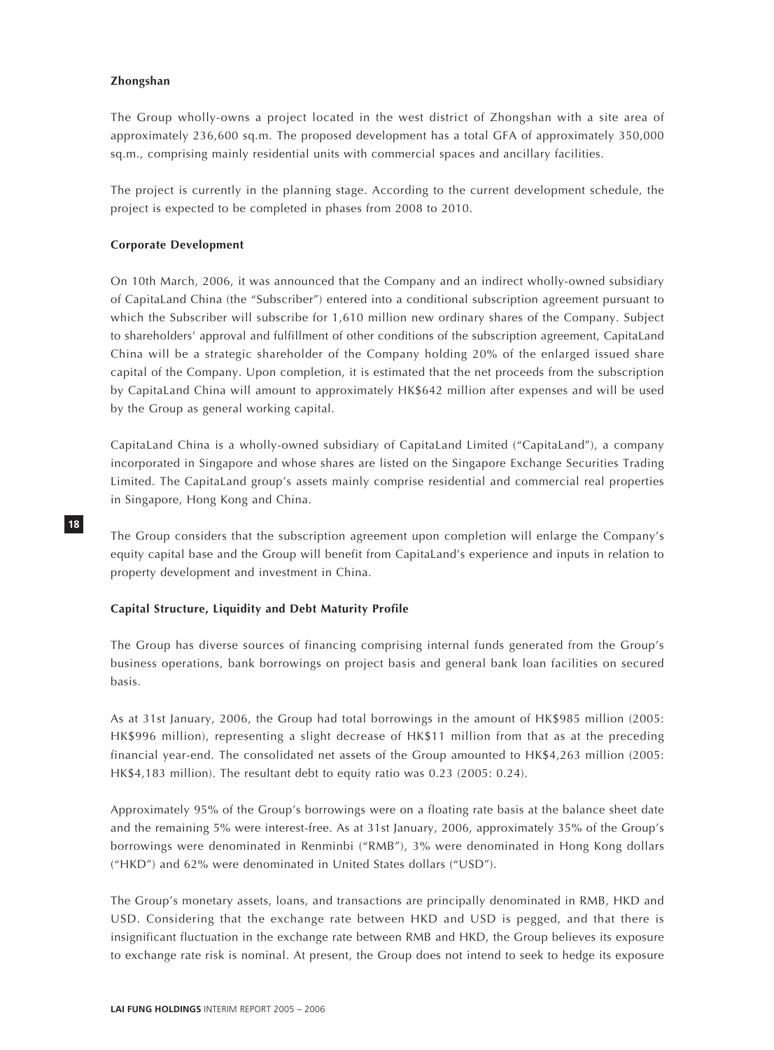**Zhongshan**

The Group wholly-owns a project located in the west district of Zhongshan with a site area of approximately 236,600 sq.m. The proposed development has a total GFA of approximately 350,000 sq.m., comprising mainly residential units with commercial spaces and ancillary facilities.

The project is currently in the planning stage. According to the current development schedule, the project is expected to be completed in phases from 2008 to 2010.

**Corporate Development**

On 10th March, 2006, it was announced that the Company and an indirect wholly-owned subsidiary of CapitaLand China (the "Subscriber") entered into a conditional subscription agreement pursuant to which the Subscriber will subscribe for 1,610 million new ordinary shares of the Company. Subject to shareholders' approval and fulfillment of other conditions of the subscription agreement, CapitaLand China will be a strategic shareholder of the Company holding 20% of the enlarged issued share capital of the Company. Upon completion, it is estimated that the net proceeds from the subscription by CapitaLand China will amount to approximately HK$642 million after expenses and will be used by the Group as general working capital.

CapitaLand China is a wholly-owned subsidiary of CapitaLand Limited ("CapitaLand"), a company incorporated in Singapore and whose shares are listed on the Singapore Exchange Securities Trading Limited. The CapitaLand group's assets mainly comprise residential and commercial real properties in Singapore, Hong Kong and China.

The Group considers that the subscription agreement upon completion will enlarge the Company's equity capital base and the Group will benefit from CapitaLand's experience and inputs in relation to property development and investment in China.

**Capital Structure, Liquidity and Debt Maturity Profile**

The Group has diverse sources of financing comprising internal funds generated from the Group's business operations, bank borrowings on project basis and general bank loan facilities on secured basis.

As at 31st January, 2006, the Group had total borrowings in the amount of HK$985 million (2005: HK$996 million), representing a slight decrease of HK$11 million from that as at the preceding financial year-end. The consolidated net assets of the Group amounted to HK$4,263 million (2005: HK$4,183 million). The resultant debt to equity ratio was 0.23 (2005: 0.24).

Approximately 95% of the Group's borrowings were on a floating rate basis at the balance sheet date and the remaining 5% were interest-free. As at 31st January, 2006, approximately 35% of the Group's borrowings were denominated in Renminbi ("RMB"), 3% were denominated in Hong Kong dollars ("HKD") and 62% were denominated in United States dollars ("USD").

The Group's monetary assets, loans, and transactions are principally denominated in RMB, HKD and USD. Considering that the exchange rate between HKD and USD is pegged, and that there is insignificant fluctuation in the exchange rate between RMB and HKD, the Group believes its exposure to exchange rate risk is nominal. At present, the Group does not intend to seek to hedge its exposure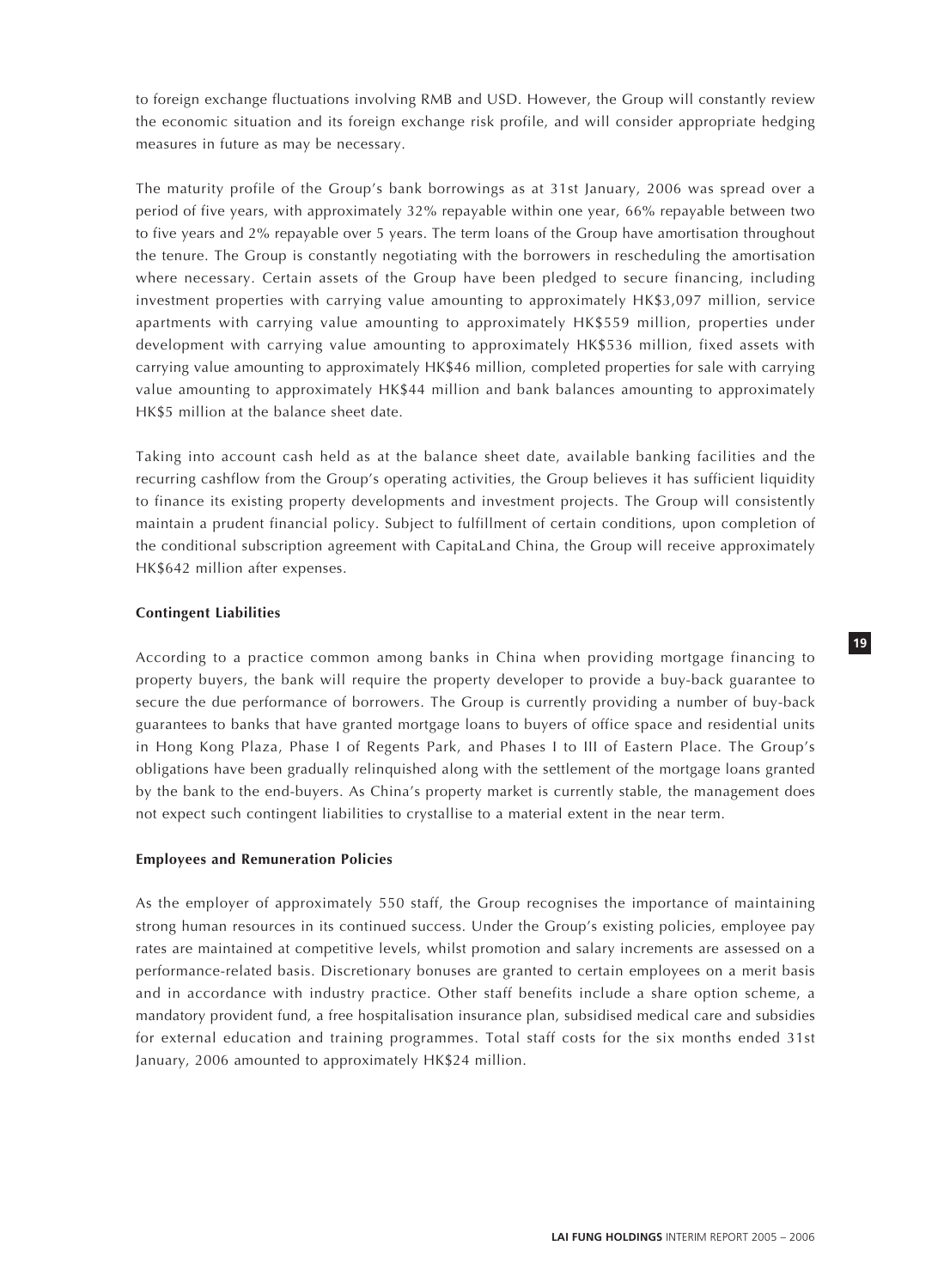to foreign exchange fluctuations involving RMB and USD. However, the Group will constantly review the economic situation and its foreign exchange risk profile, and will consider appropriate hedging measures in future as may be necessary.

The maturity profile of the Group's bank borrowings as at 31st January, 2006 was spread over a period of five years, with approximately 32% repayable within one year, 66% repayable between two to five years and 2% repayable over 5 years. The term loans of the Group have amortisation throughout the tenure. The Group is constantly negotiating with the borrowers in rescheduling the amortisation where necessary. Certain assets of the Group have been pledged to secure financing, including investment properties with carrying value amounting to approximately HK$3,097 million, service apartments with carrying value amounting to approximately HK$559 million, properties under development with carrying value amounting to approximately HK$536 million, fixed assets with carrying value amounting to approximately HK$46 million, completed properties for sale with carrying value amounting to approximately HK$44 million and bank balances amounting to approximately HK$5 million at the balance sheet date.

Taking into account cash held as at the balance sheet date, available banking facilities and the recurring cashflow from the Group's operating activities, the Group believes it has sufficient liquidity to finance its existing property developments and investment projects. The Group will consistently maintain a prudent financial policy. Subject to fulfillment of certain conditions, upon completion of the conditional subscription agreement with CapitaLand China, the Group will receive approximately HK$642 million after expenses.

**Contingent Liabilities**

According to a practice common among banks in China when providing mortgage financing to property buyers, the bank will require the property developer to provide a buy-back guarantee to secure the due performance of borrowers. The Group is currently providing a number of buy-back guarantees to banks that have granted mortgage loans to buyers of office space and residential units in Hong Kong Plaza, Phase I of Regents Park, and Phases I to III of Eastern Place. The Group's obligations have been gradually relinquished along with the settlement of the mortgage loans granted by the bank to the end-buyers. As China's property market is currently stable, the management does not expect such contingent liabilities to crystallise to a material extent in the near term.

**Employees and Remuneration Policies**

As the employer of approximately 550 staff, the Group recognises the importance of maintaining strong human resources in its continued success. Under the Group's existing policies, employee pay rates are maintained at competitive levels, whilst promotion and salary increments are assessed on a performance-related basis. Discretionary bonuses are granted to certain employees on a merit basis and in accordance with industry practice. Other staff benefits include a share option scheme, a mandatory provident fund, a free hospitalisation insurance plan, subsidised medical care and subsidies for external education and training programmes. Total staff costs for the six months ended 31st January, 2006 amounted to approximately HK$24 million.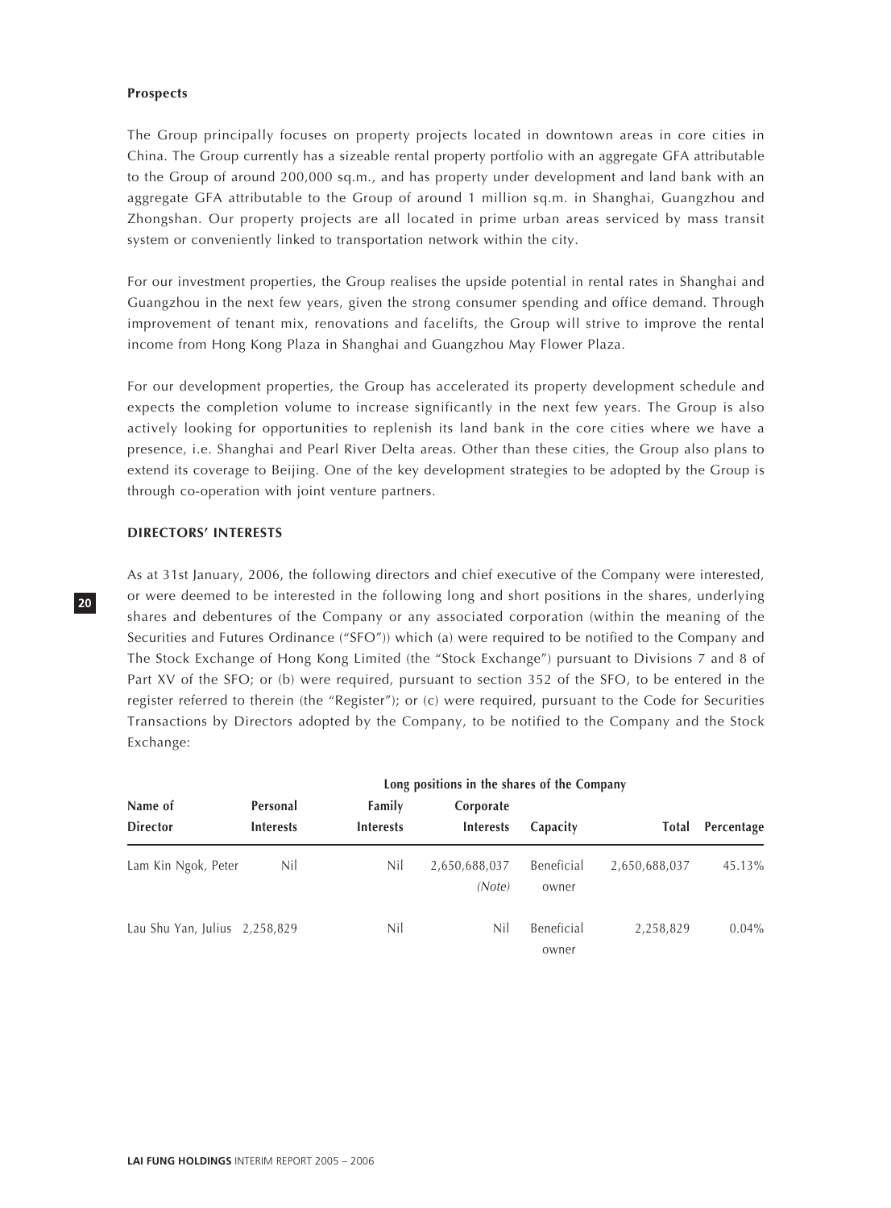### Prospects

The Group principally focuses on property projects located in downtown areas in core cities in China. The Group currently has a sizeable rental property portfolio with an aggregate GFA attributable to the Group of around 200,000 sq.m., and has property under development and land bank with an aggregate GFA attributable to the Group of around 1 million sq.m. in Shanghai, Guangzhou and Zhongshan. Our property projects are all located in prime urban areas serviced by mass transit system or conveniently linked to transportation network within the city.

For our investment properties, the Group realises the upside potential in rental rates in Shanghai and Guangzhou in the next few years, given the strong consumer spending and office demand. Through improvement of tenant mix, renovations and facelifts, the Group will strive to improve the rental income from Hong Kong Plaza in Shanghai and Guangzhou May Flower Plaza.

For our development properties, the Group has accelerated its property development schedule and expects the completion volume to increase significantly in the next few years. The Group is also actively looking for opportunities to replenish its land bank in the core cities where we have a presence, i.e. Shanghai and Pearl River Delta areas. Other than these cities, the Group also plans to extend its coverage to Beijing. One of the key development strategies to be adopted by the Group is through co-operation with joint venture partners.

## DIRECTORS' INTERESTS

As at 31st January, 2006, the following directors and chief executive of the Company were interested, or were deemed to be interested in the following long and short positions in the shares, underlying shares and debentures of the Company or any associated corporation (within the meaning of the Securities and Futures Ordinance ("SFO")) which (a) were required to be notified to the Company and The Stock Exchange of Hong Kong Limited (the "Stock Exchange") pursuant to Divisions 7 and 8 of Part XV of the SFO; or (b) were required, pursuant to section 352 of the SFO, to be entered in the register referred to therein (the "Register"); or (c) were required, pursuant to the Code for Securities Transactions by Directors adopted by the Company, to be notified to the Company and the Stock Exchange:

| | Long positions in the shares of the Company | | | | | |
|---|---|---|---|---|---|---|
| **Name of Director** | **Personal Interests** | **Family Interests** | **Corporate Interests** | **Capacity** | **Total** | **Percentage** |
| Lam Kin Ngok, Peter | Nil | Nil | 2,650,688,037 *(Note)* | Beneficial owner | 2,650,688,037 | 45.13% |
| Lau Shu Yan, Julius | 2,258,829 | Nil | Nil | Beneficial owner | 2,258,829 | 0.04% |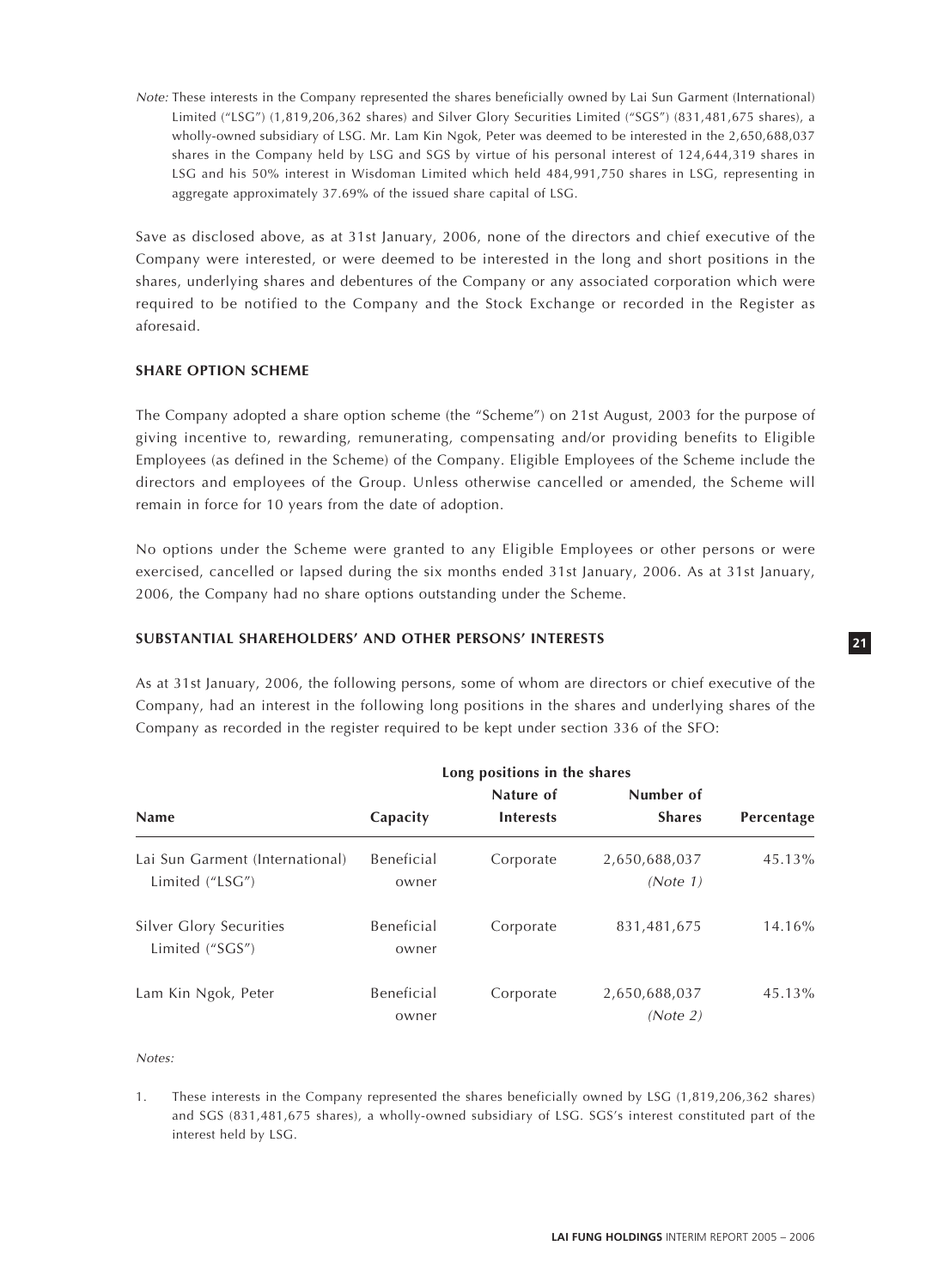*Note:* These interests in the Company represented the shares beneficially owned by Lai Sun Garment (International) Limited ("LSG") (1,819,206,362 shares) and Silver Glory Securities Limited ("SGS") (831,481,675 shares), a wholly-owned subsidiary of LSG. Mr. Lam Kin Ngok, Peter was deemed to be interested in the 2,650,688,037 shares in the Company held by LSG and SGS by virtue of his personal interest of 124,644,319 shares in LSG and his 50% interest in Wisdoman Limited which held 484,991,750 shares in LSG, representing in aggregate approximately 37.69% of the issued share capital of LSG.

Save as disclosed above, as at 31st January, 2006, none of the directors and chief executive of the Company were interested, or were deemed to be interested in the long and short positions in the shares, underlying shares and debentures of the Company or any associated corporation which were required to be notified to the Company and the Stock Exchange or recorded in the Register as aforesaid.

## SHARE OPTION SCHEME

The Company adopted a share option scheme (the "Scheme") on 21st August, 2003 for the purpose of giving incentive to, rewarding, remunerating, compensating and/or providing benefits to Eligible Employees (as defined in the Scheme) of the Company. Eligible Employees of the Scheme include the directors and employees of the Group. Unless otherwise cancelled or amended, the Scheme will remain in force for 10 years from the date of adoption.

No options under the Scheme were granted to any Eligible Employees or other persons or were exercised, cancelled or lapsed during the six months ended 31st January, 2006. As at 31st January, 2006, the Company had no share options outstanding under the Scheme.

## SUBSTANTIAL SHAREHOLDERS' AND OTHER PERSONS' INTERESTS

As at 31st January, 2006, the following persons, some of whom are directors or chief executive of the Company, had an interest in the following long positions in the shares and underlying shares of the Company as recorded in the register required to be kept under section 336 of the SFO:

| | Long positions in the shares | | | |
|---|---|---|---|---|
| Name | Capacity | Nature of Interests | Number of Shares | Percentage |
| Lai Sun Garment (International) Limited ("LSG") | Beneficial owner | Corporate | 2,650,688,037 *(Note 1)* | 45.13% |
| Silver Glory Securities Limited ("SGS") | Beneficial owner | Corporate | 831,481,675 | 14.16% |
| Lam Kin Ngok, Peter | Beneficial owner | Corporate | 2,650,688,037 *(Note 2)* | 45.13% |

*Notes:*

1. These interests in the Company represented the shares beneficially owned by LSG (1,819,206,362 shares) and SGS (831,481,675 shares), a wholly-owned subsidiary of LSG. SGS's interest constituted part of the interest held by LSG.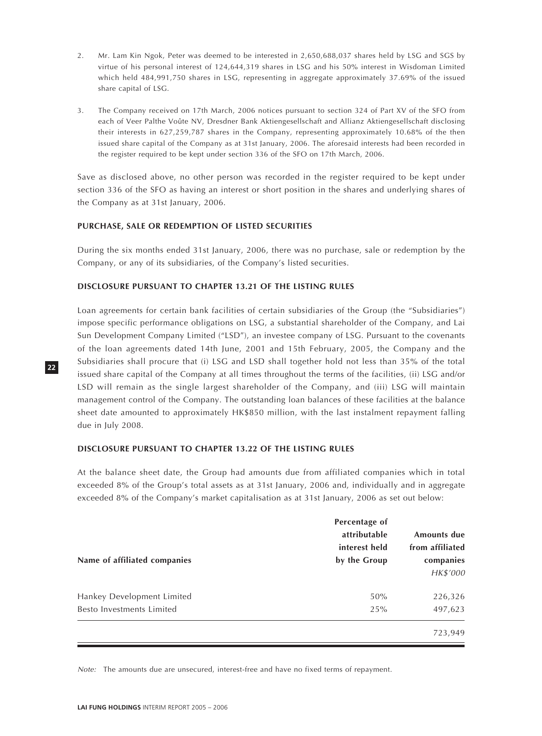2. Mr. Lam Kin Ngok, Peter was deemed to be interested in 2,650,688,037 shares held by LSG and SGS by virtue of his personal interest of 124,644,319 shares in LSG and his 50% interest in Wisdoman Limited which held 484,991,750 shares in LSG, representing in aggregate approximately 37.69% of the issued share capital of LSG.

3. The Company received on 17th March, 2006 notices pursuant to section 324 of Part XV of the SFO from each of Veer Palthe Voûte NV, Dresdner Bank Aktiengesellschaft and Allianz Aktiengesellschaft disclosing their interests in 627,259,787 shares in the Company, representing approximately 10.68% of the then issued share capital of the Company as at 31st January, 2006. The aforesaid interests had been recorded in the register required to be kept under section 336 of the SFO on 17th March, 2006.

Save as disclosed above, no other person was recorded in the register required to be kept under section 336 of the SFO as having an interest or short position in the shares and underlying shares of the Company as at 31st January, 2006.

**PURCHASE, SALE OR REDEMPTION OF LISTED SECURITIES**

During the six months ended 31st January, 2006, there was no purchase, sale or redemption by the Company, or any of its subsidiaries, of the Company's listed securities.

**DISCLOSURE PURSUANT TO CHAPTER 13.21 OF THE LISTING RULES**

Loan agreements for certain bank facilities of certain subsidiaries of the Group (the "Subsidiaries") impose specific performance obligations on LSG, a substantial shareholder of the Company, and Lai Sun Development Company Limited ("LSD"), an investee company of LSG. Pursuant to the covenants of the loan agreements dated 14th June, 2001 and 15th February, 2005, the Company and the Subsidiaries shall procure that (i) LSG and LSD shall together hold not less than 35% of the total issued share capital of the Company at all times throughout the terms of the facilities, (ii) LSG and/or LSD will remain as the single largest shareholder of the Company, and (iii) LSG will maintain management control of the Company. The outstanding loan balances of these facilities at the balance sheet date amounted to approximately HK$850 million, with the last instalment repayment falling due in July 2008.

**DISCLOSURE PURSUANT TO CHAPTER 13.22 OF THE LISTING RULES**

At the balance sheet date, the Group had amounts due from affiliated companies which in total exceeded 8% of the Group's total assets as at 31st January, 2006 and, individually and in aggregate exceeded 8% of the Company's market capitalisation as at 31st January, 2006 as set out below:

| Name of affiliated companies | Percentage of attributable interest held by the Group | Amounts due from affiliated companies *HK$'000* |
|---|---|---|
| Hankey Development Limited | 50% | 226,326 |
| Besto Investments Limited | 25% | 497,623 |
| | | 723,949 |

*Note:* The amounts due are unsecured, interest-free and have no fixed terms of repayment.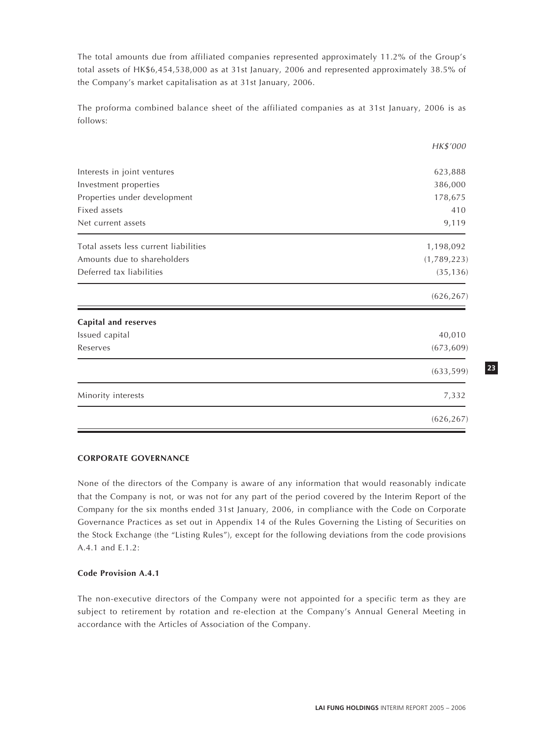The total amounts due from affiliated companies represented approximately 11.2% of the Group's total assets of HK$6,454,538,000 as at 31st January, 2006 and represented approximately 38.5% of the Company's market capitalisation as at 31st January, 2006.

The proforma combined balance sheet of the affiliated companies as at 31st January, 2006 is as follows:

| | *HK$'000* |
|---|---|
| Interests in joint ventures | 623,888 |
| Investment properties | 386,000 |
| Properties under development | 178,675 |
| Fixed assets | 410 |
| Net current assets | 9,119 |
| Total assets less current liabilities | 1,198,092 |
| Amounts due to shareholders | (1,789,223) |
| Deferred tax liabilities | (35,136) |
| | (626,267) |
| **Capital and reserves** | |
| Issued capital | 40,010 |
| Reserves | (673,609) |
| | (633,599) |
| Minority interests | 7,332 |
| | (626,267) |

## CORPORATE GOVERNANCE

None of the directors of the Company is aware of any information that would reasonably indicate that the Company is not, or was not for any part of the period covered by the Interim Report of the Company for the six months ended 31st January, 2006, in compliance with the Code on Corporate Governance Practices as set out in Appendix 14 of the Rules Governing the Listing of Securities on the Stock Exchange (the "Listing Rules"), except for the following deviations from the code provisions A.4.1 and E.1.2:

### Code Provision A.4.1

The non-executive directors of the Company were not appointed for a specific term as they are subject to retirement by rotation and re-election at the Company's Annual General Meeting in accordance with the Articles of Association of the Company.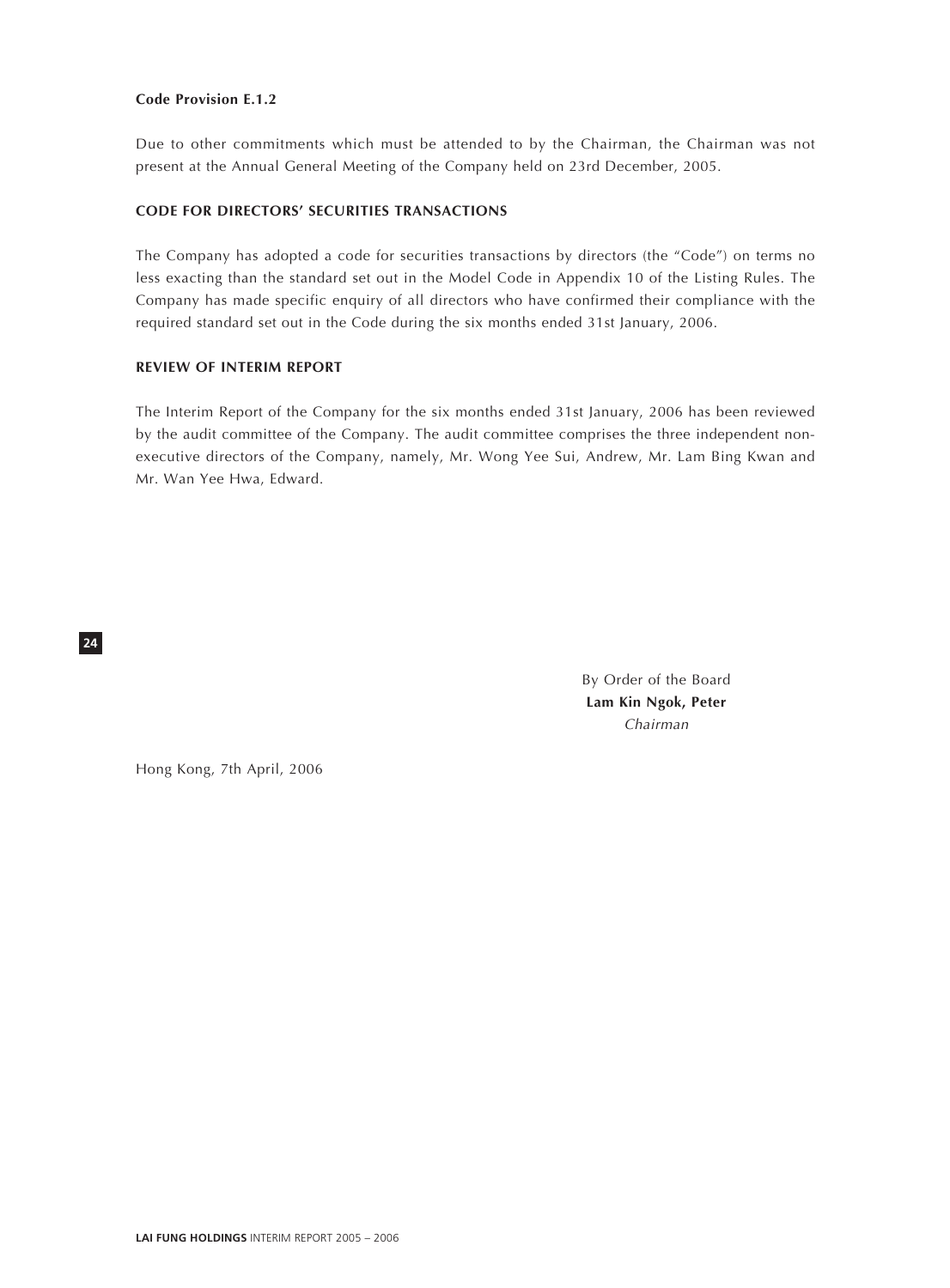**Code Provision E.1.2**

Due to other commitments which must be attended to by the Chairman, the Chairman was not present at the Annual General Meeting of the Company held on 23rd December, 2005.

## CODE FOR DIRECTORS' SECURITIES TRANSACTIONS

The Company has adopted a code for securities transactions by directors (the "Code") on terms no less exacting than the standard set out in the Model Code in Appendix 10 of the Listing Rules. The Company has made specific enquiry of all directors who have confirmed their compliance with the required standard set out in the Code during the six months ended 31st January, 2006.

## REVIEW OF INTERIM REPORT

The Interim Report of the Company for the six months ended 31st January, 2006 has been reviewed by the audit committee of the Company. The audit committee comprises the three independent non-executive directors of the Company, namely, Mr. Wong Yee Sui, Andrew, Mr. Lam Bing Kwan and Mr. Wan Yee Hwa, Edward.

By Order of the Board
**Lam Kin Ngok, Peter**
*Chairman*

Hong Kong, 7th April, 2006